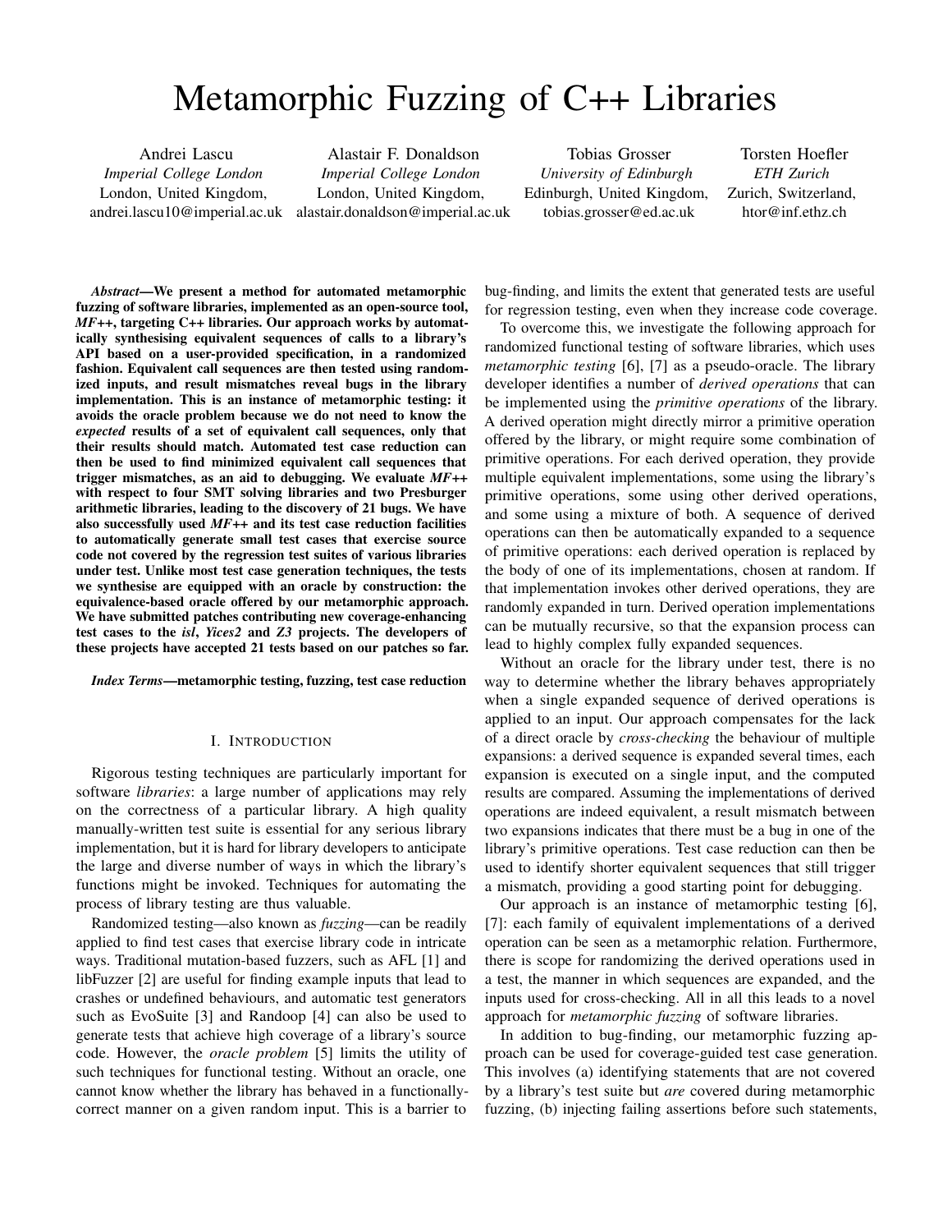# Metamorphic Fuzzing of C++ Libraries

Andrei Lascu
*Imperial College London*
London, United Kingdom,
andrei.lascu10@imperial.ac.uk

Alastair F. Donaldson
*Imperial College London*
London, United Kingdom,
alastair.donaldson@imperial.ac.uk

Tobias Grosser
*University of Edinburgh*
Edinburgh, United Kingdom,
tobias.grosser@ed.ac.uk

Torsten Hoefler
*ETH Zurich*
Zurich, Switzerland,
htor@inf.ethz.ch

***Abstract*—We present a method for automated metamorphic fuzzing of software libraries, implemented as an open-source tool, *MF++*, targeting C++ libraries. Our approach works by automatically synthesising equivalent sequences of calls to a library's API based on a user-provided specification, in a randomized fashion. Equivalent call sequences are then tested using randomized inputs, and result mismatches reveal bugs in the library implementation. This is an instance of metamorphic testing: it avoids the oracle problem because we do not need to know the *expected* results of a set of equivalent call sequences, only that their results should match. Automated test case reduction can then be used to find minimized equivalent call sequences that trigger mismatches, as an aid to debugging. We evaluate *MF++* with respect to four SMT solving libraries and two Presburger arithmetic libraries, leading to the discovery of 21 bugs. We have also successfully used *MF++* and its test case reduction facilities to automatically generate small test cases that exercise source code not covered by the regression test suites of various libraries under test. Unlike most test case generation techniques, the tests we synthesise are equipped with an oracle by construction: the equivalence-based oracle offered by our metamorphic approach. We have submitted patches contributing new coverage-enhancing test cases to the *isl*, *Yices2* and *Z3* projects. The developers of these projects have accepted 21 tests based on our patches so far.**

***Index Terms*—metamorphic testing, fuzzing, test case reduction**

## I. Introduction

Rigorous testing techniques are particularly important for software *libraries*: a large number of applications may rely on the correctness of a particular library. A high quality manually-written test suite is essential for any serious library implementation, but it is hard for library developers to anticipate the large and diverse number of ways in which the library's functions might be invoked. Techniques for automating the process of library testing are thus valuable.

Randomized testing—also known as *fuzzing*—can be readily applied to find test cases that exercise library code in intricate ways. Traditional mutation-based fuzzers, such as AFL [1] and libFuzzer [2] are useful for finding example inputs that lead to crashes or undefined behaviours, and automatic test generators such as EvoSuite [3] and Randoop [4] can also be used to generate tests that achieve high coverage of a library's source code. However, the *oracle problem* [5] limits the utility of such techniques for functional testing. Without an oracle, one cannot know whether the library has behaved in a functionally-correct manner on a given random input. This is a barrier to bug-finding, and limits the extent that generated tests are useful for regression testing, even when they increase code coverage.

To overcome this, we investigate the following approach for randomized functional testing of software libraries, which uses *metamorphic testing* [6], [7] as a pseudo-oracle. The library developer identifies a number of *derived operations* that can be implemented using the *primitive operations* of the library. A derived operation might directly mirror a primitive operation offered by the library, or might require some combination of primitive operations. For each derived operation, they provide multiple equivalent implementations, some using the library's primitive operations, some using other derived operations, and some using a mixture of both. A sequence of derived operations can then be automatically expanded to a sequence of primitive operations: each derived operation is replaced by the body of one of its implementations, chosen at random. If that implementation invokes other derived operations, they are randomly expanded in turn. Derived operation implementations can be mutually recursive, so that the expansion process can lead to highly complex fully expanded sequences.

Without an oracle for the library under test, there is no way to determine whether the library behaves appropriately when a single expanded sequence of derived operations is applied to an input. Our approach compensates for the lack of a direct oracle by *cross-checking* the behaviour of multiple expansions: a derived sequence is expanded several times, each expansion is executed on a single input, and the computed results are compared. Assuming the implementations of derived operations are indeed equivalent, a result mismatch between two expansions indicates that there must be a bug in one of the library's primitive operations. Test case reduction can then be used to identify shorter equivalent sequences that still trigger a mismatch, providing a good starting point for debugging.

Our approach is an instance of metamorphic testing [6], [7]: each family of equivalent implementations of a derived operation can be seen as a metamorphic relation. Furthermore, there is scope for randomizing the derived operations used in a test, the manner in which sequences are expanded, and the inputs used for cross-checking. All in all this leads to a novel approach for *metamorphic fuzzing* of software libraries.

In addition to bug-finding, our metamorphic fuzzing approach can be used for coverage-guided test case generation. This involves (a) identifying statements that are not covered by a library's test suite but *are* covered during metamorphic fuzzing, (b) injecting failing assertions before such statements,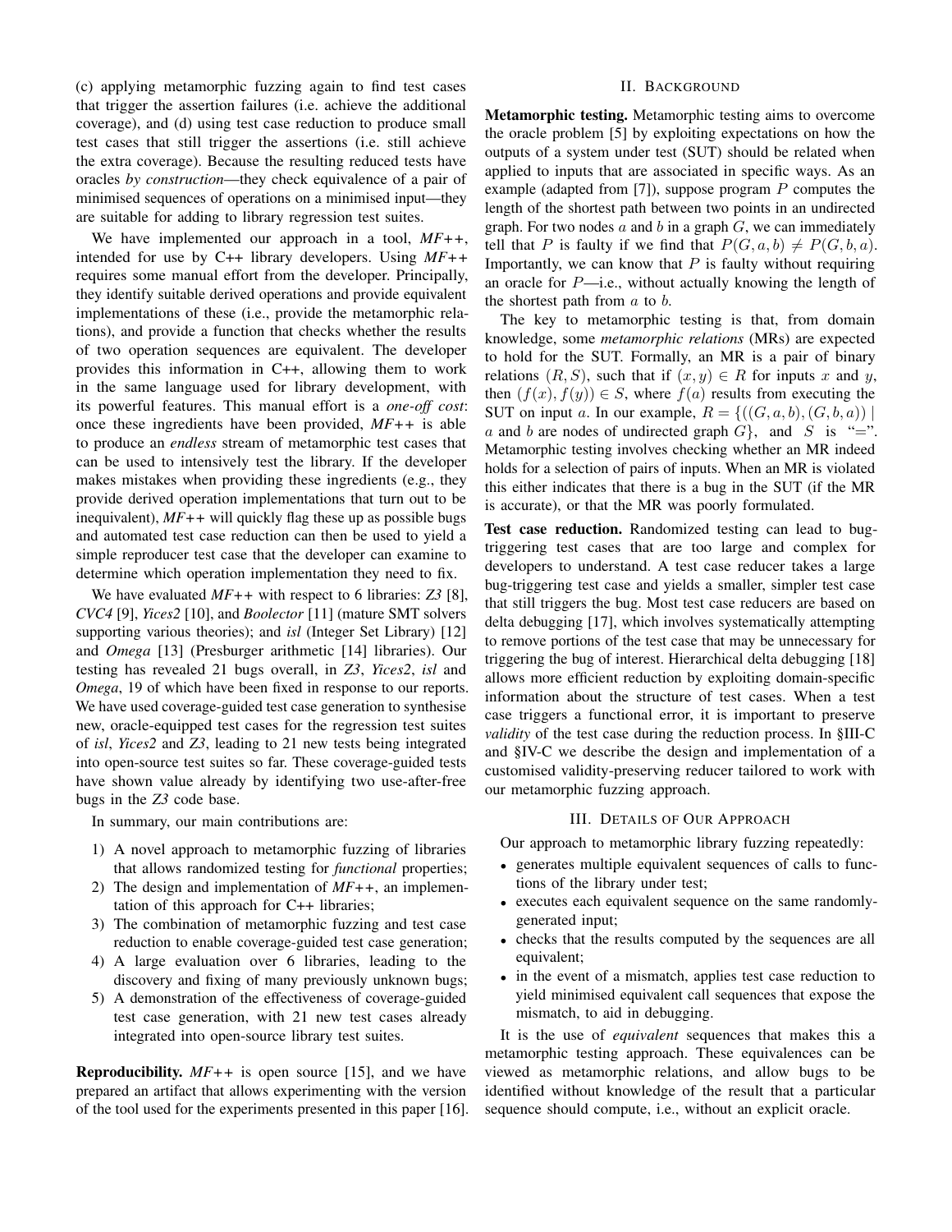(c) applying metamorphic fuzzing again to find test cases that trigger the assertion failures (i.e. achieve the additional coverage), and (d) using test case reduction to produce small test cases that still trigger the assertions (i.e. still achieve the extra coverage). Because the resulting reduced tests have oracles *by construction*—they check equivalence of a pair of minimised sequences of operations on a minimised input—they are suitable for adding to library regression test suites.

We have implemented our approach in a tool, *MF++*, intended for use by C++ library developers. Using *MF++* requires some manual effort from the developer. Principally, they identify suitable derived operations and provide equivalent implementations of these (i.e., provide the metamorphic relations), and provide a function that checks whether the results of two operation sequences are equivalent. The developer provides this information in C++, allowing them to work in the same language used for library development, with its powerful features. This manual effort is a *one-off cost*: once these ingredients have been provided, *MF++* is able to produce an *endless* stream of metamorphic test cases that can be used to intensively test the library. If the developer makes mistakes when providing these ingredients (e.g., they provide derived operation implementations that turn out to be inequivalent), *MF++* will quickly flag these up as possible bugs and automated test case reduction can then be used to yield a simple reproducer test case that the developer can examine to determine which operation implementation they need to fix.

We have evaluated *MF++* with respect to 6 libraries: *Z3* [8], *CVC4* [9], *Yices2* [10], and *Boolector* [11] (mature SMT solvers supporting various theories); and *isl* (Integer Set Library) [12] and *Omega* [13] (Presburger arithmetic [14] libraries). Our testing has revealed 21 bugs overall, in *Z3*, *Yices2*, *isl* and *Omega*, 19 of which have been fixed in response to our reports. We have used coverage-guided test case generation to synthesise new, oracle-equipped test cases for the regression test suites of *isl*, *Yices2* and *Z3*, leading to 21 new tests being integrated into open-source test suites so far. These coverage-guided tests have shown value already by identifying two use-after-free bugs in the *Z3* code base.

In summary, our main contributions are:

1) A novel approach to metamorphic fuzzing of libraries that allows randomized testing for *functional* properties;
2) The design and implementation of *MF++*, an implementation of this approach for C++ libraries;
3) The combination of metamorphic fuzzing and test case reduction to enable coverage-guided test case generation;
4) A large evaluation over 6 libraries, leading to the discovery and fixing of many previously unknown bugs;
5) A demonstration of the effectiveness of coverage-guided test case generation, with 21 new test cases already integrated into open-source library test suites.

**Reproducibility.** *MF++* is open source [15], and we have prepared an artifact that allows experimenting with the version of the tool used for the experiments presented in this paper [16].

## II. Background

**Metamorphic testing.** Metamorphic testing aims to overcome the oracle problem [5] by exploiting expectations on how the outputs of a system under test (SUT) should be related when applied to inputs that are associated in specific ways. As an example (adapted from [7]), suppose program $P$ computes the length of the shortest path between two points in an undirected graph. For two nodes $a$ and $b$ in a graph $G$, we can immediately tell that $P$ is faulty if we find that $P(G, a, b) \neq P(G, b, a)$. Importantly, we can know that $P$ is faulty without requiring an oracle for $P$—i.e., without actually knowing the length of the shortest path from $a$ to $b$.

The key to metamorphic testing is that, from domain knowledge, some *metamorphic relations* (MRs) are expected to hold for the SUT. Formally, an MR is a pair of binary relations $(R, S)$, such that if $(x, y) \in R$ for inputs $x$ and $y$, then $(f(x), f(y)) \in S$, where $f(a)$ results from executing the SUT on input $a$. In our example, $R = \{((G, a, b), (G, b, a)) \mid a \text{ and } b \text{ are nodes of undirected graph } G\}$, and $S$ is "$=$". Metamorphic testing involves checking whether an MR indeed holds for a selection of pairs of inputs. When an MR is violated this either indicates that there is a bug in the SUT (if the MR is accurate), or that the MR was poorly formulated.

**Test case reduction.** Randomized testing can lead to bug-triggering test cases that are too large and complex for developers to understand. A test case reducer takes a large bug-triggering test case and yields a smaller, simpler test case that still triggers the bug. Most test case reducers are based on delta debugging [17], which involves systematically attempting to remove portions of the test case that may be unnecessary for triggering the bug of interest. Hierarchical delta debugging [18] allows more efficient reduction by exploiting domain-specific information about the structure of test cases. When a test case triggers a functional error, it is important to preserve *validity* of the test case during the reduction process. In §III-C and §IV-C we describe the design and implementation of a customised validity-preserving reducer tailored to work with our metamorphic fuzzing approach.

## III. Details of Our Approach

Our approach to metamorphic library fuzzing repeatedly:

- generates multiple equivalent sequences of calls to functions of the library under test;
- executes each equivalent sequence on the same randomly-generated input;
- checks that the results computed by the sequences are all equivalent;
- in the event of a mismatch, applies test case reduction to yield minimised equivalent call sequences that expose the mismatch, to aid in debugging.

It is the use of *equivalent* sequences that makes this a metamorphic testing approach. These equivalences can be viewed as metamorphic relations, and allow bugs to be identified without knowledge of the result that a particular sequence should compute, i.e., without an explicit oracle.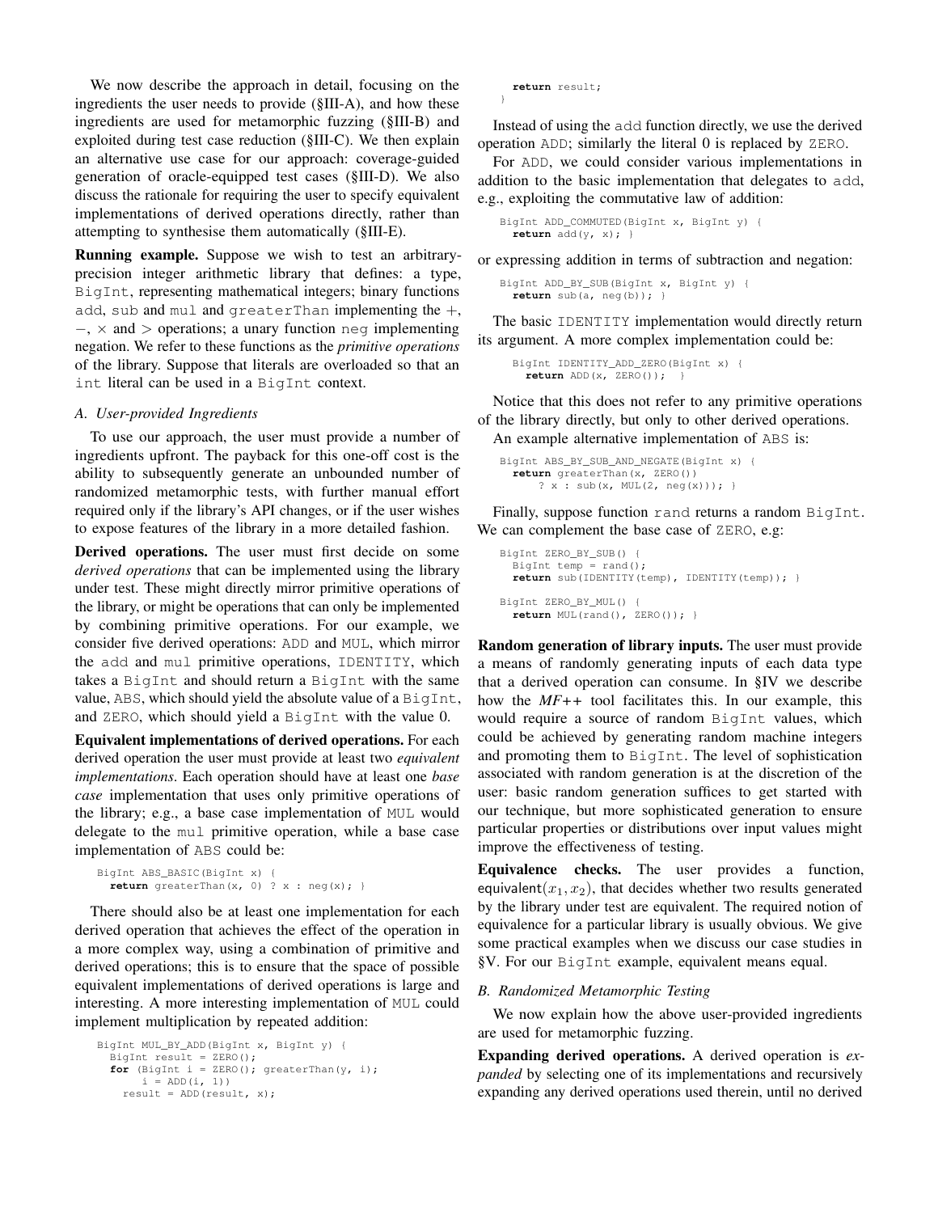We now describe the approach in detail, focusing on the ingredients the user needs to provide (§III-A), and how these ingredients are used for metamorphic fuzzing (§III-B) and exploited during test case reduction (§III-C). We then explain an alternative use case for our approach: coverage-guided generation of oracle-equipped test cases (§III-D). We also discuss the rationale for requiring the user to specify equivalent implementations of derived operations directly, rather than attempting to synthesise them automatically (§III-E).

**Running example.** Suppose we wish to test an arbitrary-precision integer arithmetic library that defines: a type, `BigInt`, representing mathematical integers; binary functions `add`, `sub` and `mul` and `greaterThan` implementing the $+$, $-$, $\times$ and $>$ operations; a unary function `neg` implementing negation. We refer to these functions as the *primitive operations* of the library. Suppose that literals are overloaded so that an `int` literal can be used in a `BigInt` context.

### A. User-provided Ingredients

To use our approach, the user must provide a number of ingredients upfront. The payback for this one-off cost is the ability to subsequently generate an unbounded number of randomized metamorphic tests, with further manual effort required only if the library's API changes, or if the user wishes to expose features of the library in a more detailed fashion.

**Derived operations.** The user must first decide on some *derived operations* that can be implemented using the library under test. These might directly mirror primitive operations of the library, or might be operations that can only be implemented by combining primitive operations. For our example, we consider five derived operations: `ADD` and `MUL`, which mirror the `add` and `mul` primitive operations, `IDENTITY`, which takes a `BigInt` and should return a `BigInt` with the same value, `ABS`, which should yield the absolute value of a `BigInt`, and `ZERO`, which should yield a `BigInt` with the value 0.

**Equivalent implementations of derived operations.** For each derived operation the user must provide at least two *equivalent implementations*. Each operation should have at least one *base case* implementation that uses only primitive operations of the library; e.g., a base case implementation of `MUL` would delegate to the `mul` primitive operation, while a base case implementation of `ABS` could be:

```
BigInt ABS_BASIC(BigInt x) {
  return greaterThan(x, 0) ? x : neg(x); }
```

There should also be at least one implementation for each derived operation that achieves the effect of the operation in a more complex way, using a combination of primitive and derived operations; this is to ensure that the space of possible equivalent implementations of derived operations is large and interesting. A more interesting implementation of `MUL` could implement multiplication by repeated addition:

```
BigInt MUL_BY_ADD(BigInt x, BigInt y) {
  BigInt result = ZERO();
  for (BigInt i = ZERO(); greaterThan(y, i);
       i = ADD(i, 1))
    result = ADD(result, x);
  return result;
}
```

Instead of using the `add` function directly, we use the derived operation `ADD`; similarly the literal 0 is replaced by `ZERO`.

For `ADD`, we could consider various implementations in addition to the basic implementation that delegates to `add`, e.g., exploiting the commutative law of addition:

```
BigInt ADD_COMMUTED(BigInt x, BigInt y) {
  return add(y, x); }
```

or expressing addition in terms of subtraction and negation:

```
BigInt ADD_BY_SUB(BigInt x, BigInt y) {
  return sub(a, neg(b)); }
```

The basic `IDENTITY` implementation would directly return its argument. A more complex implementation could be:

```
BigInt IDENTITY_ADD_ZERO(BigInt x) {
  return ADD(x, ZERO()); }
```

Notice that this does not refer to any primitive operations of the library directly, but only to other derived operations.

An example alternative implementation of `ABS` is:

```
BigInt ABS_BY_SUB_AND_NEGATE(BigInt x) {
  return greaterThan(x, ZERO())
      ? x : sub(x, MUL(2, neg(x))); }
```

Finally, suppose function `rand` returns a random `BigInt`. We can complement the base case of `ZERO`, e.g:

```
BigInt ZERO_BY_SUB() {
  BigInt temp = rand();
  return sub(IDENTITY(temp), IDENTITY(temp)); }

BigInt ZERO_BY_MUL() {
  return MUL(rand(), ZERO()); }
```

**Random generation of library inputs.** The user must provide a means of randomly generating inputs of each data type that a derived operation can consume. In §IV we describe how the *MF++* tool facilitates this. In our example, this would require a source of random `BigInt` values, which could be achieved by generating random machine integers and promoting them to `BigInt`. The level of sophistication associated with random generation is at the discretion of the user: basic random generation suffices to get started with our technique, but more sophisticated generation to ensure particular properties or distributions over input values might improve the effectiveness of testing.

**Equivalence checks.** The user provides a function, $\mathsf{equivalent}(x_1, x_2)$, that decides whether two results generated by the library under test are equivalent. The required notion of equivalence for a particular library is usually obvious. We give some practical examples when we discuss our case studies in §V. For our `BigInt` example, equivalent means equal.

### B. Randomized Metamorphic Testing

We now explain how the above user-provided ingredients are used for metamorphic fuzzing.

**Expanding derived operations.** A derived operation is *expanded* by selecting one of its implementations and recursively expanding any derived operations used therein, until no derived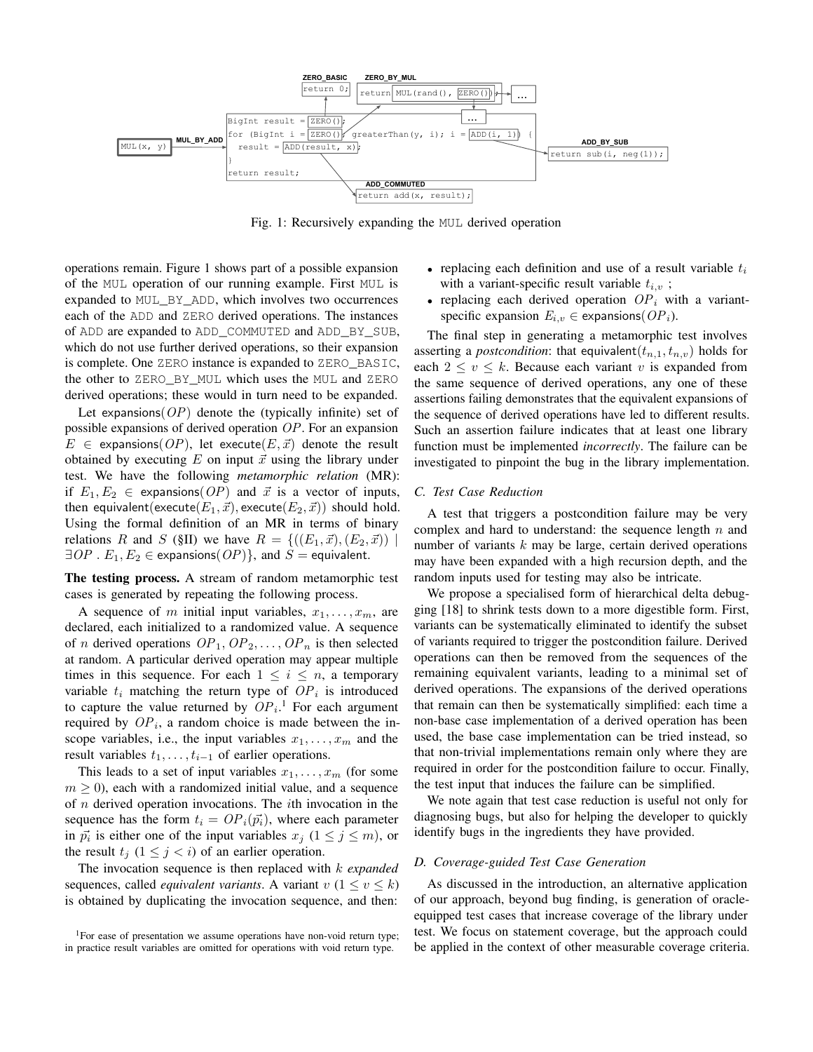Fig. 1: Recursively expanding the MUL derived operation

operations remain. Figure 1 shows part of a possible expansion of the MUL operation of our running example. First MUL is expanded to MUL_BY_ADD, which involves two occurrences each of the ADD and ZERO derived operations. The instances of ADD are expanded to ADD_COMMUTED and ADD_BY_SUB, which do not use further derived operations, so their expansion is complete. One ZERO instance is expanded to ZERO_BASIC, the other to ZERO_BY_MUL which uses the MUL and ZERO derived operations; these would in turn need to be expanded.

Let $\mathsf{expansions}(OP)$ denote the (typically infinite) set of possible expansions of derived operation $OP$. For an expansion $E \in \mathsf{expansions}(OP)$, let $\mathsf{execute}(E, \vec{x})$ denote the result obtained by executing $E$ on input $\vec{x}$ using the library under test. We have the following *metamorphic relation* (MR): if $E_1, E_2 \in \mathsf{expansions}(OP)$ and $\vec{x}$ is a vector of inputs, then $\mathsf{equivalent}(\mathsf{execute}(E_1, \vec{x}), \mathsf{execute}(E_2, \vec{x}))$ should hold. Using the formal definition of an MR in terms of binary relations $R$ and $S$ (§II) we have $R = \{((E_1, \vec{x}), (E_2, \vec{x})) \mid \exists OP \,.\, E_1, E_2 \in \mathsf{expansions}(OP)\}$, and $S = \mathsf{equivalent}$.

**The testing process.** A stream of random metamorphic test cases is generated by repeating the following process.

A sequence of $m$ initial input variables, $x_1, \ldots, x_m$, are declared, each initialized to a randomized value. A sequence of $n$ derived operations $OP_1, OP_2, \ldots, OP_n$ is then selected at random. A particular derived operation may appear multiple times in this sequence. For each $1 \leq i \leq n$, a temporary variable $t_i$ matching the return type of $OP_i$ is introduced to capture the value returned by $OP_i$.[1] For each argument required by $OP_i$, a random choice is made between the in-scope variables, i.e., the input variables $x_1, \ldots, x_m$ and the result variables $t_1, \ldots, t_{i-1}$ of earlier operations.

This leads to a set of input variables $x_1, \ldots, x_m$ (for some $m \geq 0$), each with a randomized initial value, and a sequence of $n$ derived operation invocations. The $i$th invocation in the sequence has the form $t_i = OP_i(\vec{p_i})$, where each parameter in $\vec{p_i}$ is either one of the input variables $x_j$ ($1 \leq j \leq m$), or the result $t_j$ ($1 \leq j < i$) of an earlier operation.

The invocation sequence is then replaced with $k$ *expanded* sequences, called *equivalent variants*. A variant $v$ ($1 \leq v \leq k$) is obtained by duplicating the invocation sequence, and then:

- replacing each definition and use of a result variable $t_i$ with a variant-specific result variable $t_{i,v}$ ;
- replacing each derived operation $OP_i$ with a variant-specific expansion $E_{i,v} \in \mathsf{expansions}(OP_i)$.

The final step in generating a metamorphic test involves asserting a *postcondition*: that $\mathsf{equivalent}(t_{n,1}, t_{n,v})$ holds for each $2 \leq v \leq k$. Because each variant $v$ is expanded from the same sequence of derived operations, any one of these assertions failing demonstrates that the equivalent expansions of the sequence of derived operations have led to different results. Such an assertion failure indicates that at least one library function must be implemented *incorrectly*. The failure can be investigated to pinpoint the bug in the library implementation.

### C. Test Case Reduction

A test that triggers a postcondition failure may be very complex and hard to understand: the sequence length $n$ and number of variants $k$ may be large, certain derived operations may have been expanded with a high recursion depth, and the random inputs used for testing may also be intricate.

We propose a specialised form of hierarchical delta debugging [18] to shrink tests down to a more digestible form. First, variants can be systematically eliminated to identify the subset of variants required to trigger the postcondition failure. Derived operations can then be removed from the sequences of the remaining equivalent variants, leading to a minimal set of derived operations. The expansions of the derived operations that remain can then be systematically simplified: each time a non-base case implementation of a derived operation has been used, the base case implementation can be tried instead, so that non-trivial implementations remain only where they are required in order for the postcondition failure to occur. Finally, the test input that induces the failure can be simplified.

We note again that test case reduction is useful not only for diagnosing bugs, but also for helping the developer to quickly identify bugs in the ingredients they have provided.

### D. Coverage-guided Test Case Generation

As discussed in the introduction, an alternative application of our approach, beyond bug finding, is generation of oracle-equipped test cases that increase coverage of the library under test. We focus on statement coverage, but the approach could be applied in the context of other measurable coverage criteria.

[1] For ease of presentation we assume operations have non-void return type; in practice result variables are omitted for operations with void return type.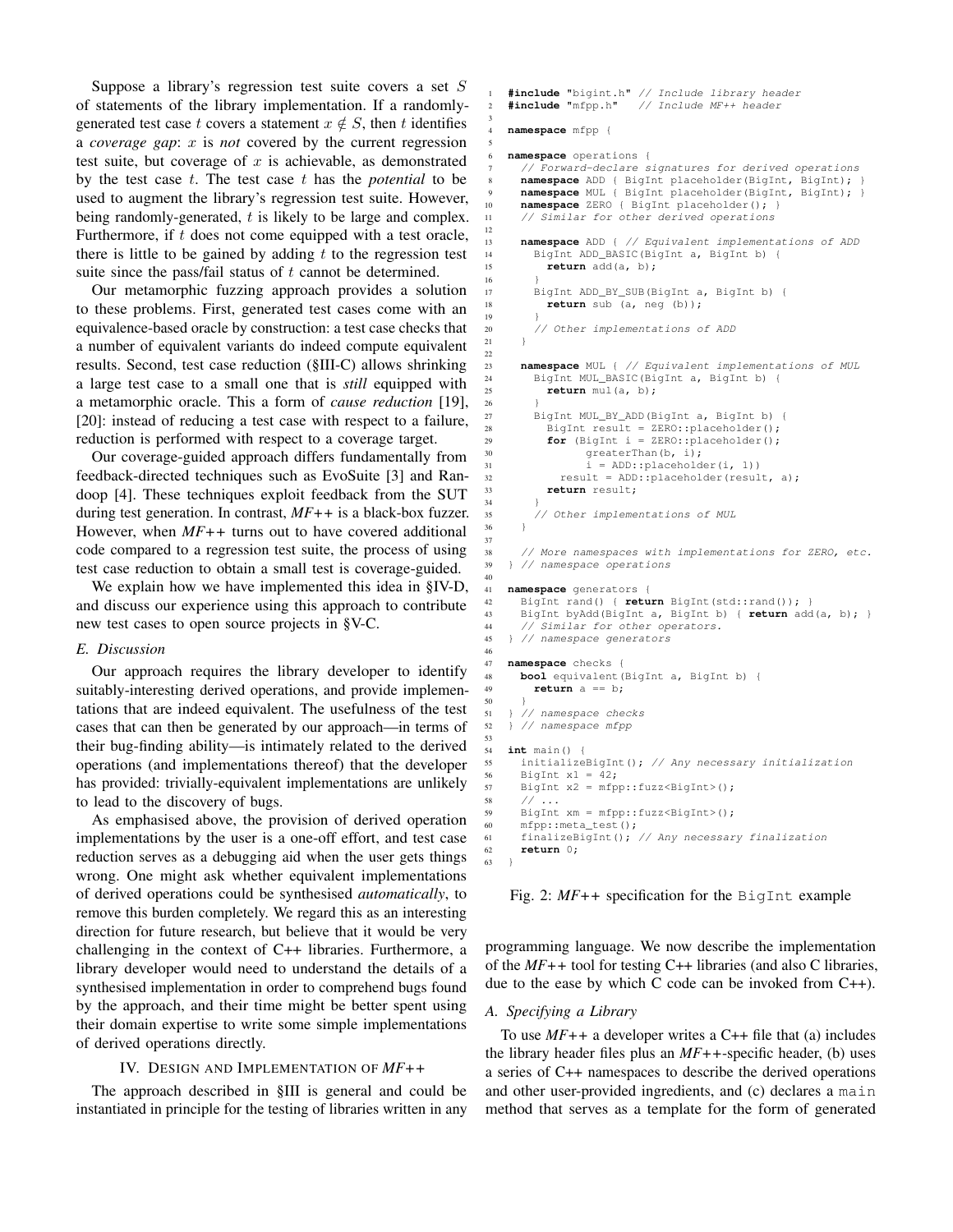Suppose a library's regression test suite covers a set $S$ of statements of the library implementation. If a randomly-generated test case $t$ covers a statement $x \notin S$, then $t$ identifies a *coverage gap*: $x$ is *not* covered by the current regression test suite, but coverage of $x$ is achievable, as demonstrated by the test case $t$. The test case $t$ has the *potential* to be used to augment the library's regression test suite. However, being randomly-generated, $t$ is likely to be large and complex. Furthermore, if $t$ does not come equipped with a test oracle, there is little to be gained by adding $t$ to the regression test suite since the pass/fail status of $t$ cannot be determined.

Our metamorphic fuzzing approach provides a solution to these problems. First, generated test cases come with an equivalence-based oracle by construction: a test case checks that a number of equivalent variants do indeed compute equivalent results. Second, test case reduction (§III-C) allows shrinking a large test case to a small one that is *still* equipped with a metamorphic oracle. This a form of *cause reduction* [19], [20]: instead of reducing a test case with respect to a failure, reduction is performed with respect to a coverage target.

Our coverage-guided approach differs fundamentally from feedback-directed techniques such as EvoSuite [3] and Randoop [4]. These techniques exploit feedback from the SUT during test generation. In contrast, *MF++* is a black-box fuzzer. However, when *MF++* turns out to have covered additional code compared to a regression test suite, the process of using test case reduction to obtain a small test is coverage-guided.

We explain how we have implemented this idea in §IV-D, and discuss our experience using this approach to contribute new test cases to open source projects in §V-C.

### E. Discussion

Our approach requires the library developer to identify suitably-interesting derived operations, and provide implementations that are indeed equivalent. The usefulness of the test cases that can then be generated by our approach—in terms of their bug-finding ability—is intimately related to the derived operations (and implementations thereof) that the developer has provided: trivially-equivalent implementations are unlikely to lead to the discovery of bugs.

As emphasised above, the provision of derived operation implementations by the user is a one-off effort, and test case reduction serves as a debugging aid when the user gets things wrong. One might ask whether equivalent implementations of derived operations could be synthesised *automatically*, to remove this burden completely. We regard this as an interesting direction for future research, but believe that it would be very challenging in the context of C++ libraries. Furthermore, a library developer would need to understand the details of a synthesised implementation in order to comprehend bugs found by the approach, and their time might be better spent using their domain expertise to write some simple implementations of derived operations directly.

## IV. Design and Implementation of *MF++*

The approach described in §III is general and could be instantiated in principle for the testing of libraries written in any

```
1  #include "bigint.h" // Include library header
2  #include "mfpp.h"   // Include MF++ header
3
4  namespace mfpp {
5
6  namespace operations {
7    // Forward-declare signatures for derived operations
8    namespace ADD { BigInt placeholder(BigInt, BigInt); }
9    namespace MUL { BigInt placeholder(BigInt, BigInt); }
10   namespace ZERO { BigInt placeholder(); }
11   // Similar for other derived operations
12
13   namespace ADD { // Equivalent implementations of ADD
14     BigInt ADD_BASIC(BigInt a, BigInt b) {
15       return add(a, b);
16     }
17     BigInt ADD_BY_SUB(BigInt a, BigInt b) {
18       return sub (a, neg (b));
19     }
20     // Other implementations of ADD
21   }
22
23   namespace MUL { // Equivalent implementations of MUL
24     BigInt MUL_BASIC(BigInt a, BigInt b) {
25       return mul(a, b);
26     }
27     BigInt MUL_BY_ADD(BigInt a, BigInt b) {
28       BigInt result = ZERO::placeholder();
29       for (BigInt i = ZERO::placeholder();
30              greaterThan(b, i);
31              i = ADD::placeholder(i, 1))
32         result = ADD::placeholder(result, a);
33       return result;
34     }
35     // Other implementations of MUL
36   }
37
38   // More namespaces with implementations for ZERO, etc.
39 } // namespace operations
40
41 namespace generators {
42   BigInt rand() { return BigInt(std::rand()); }
43   BigInt byAdd(BigInt a, BigInt b) { return add(a, b); }
44   // Similar for other operators.
45 } // namespace generators
46
47 namespace checks {
48   bool equivalent(BigInt a, BigInt b) {
49     return a == b;
50   }
51 } // namespace checks
52 } // namespace mfpp
53
54 int main() {
55   initializeBigInt(); // Any necessary initialization
56   BigInt x1 = 42;
57   BigInt x2 = mfpp::fuzz<BigInt>();
58   // ...
59   BigInt xm = mfpp::fuzz<BigInt>();
60   mfpp::meta_test();
61   finalizeBigInt(); // Any necessary finalization
62   return 0;
63 }
```

Fig. 2: *MF++* specification for the BigInt example

programming language. We now describe the implementation of the *MF++* tool for testing C++ libraries (and also C libraries, due to the ease by which C code can be invoked from C++).

### A. Specifying a Library

To use *MF++* a developer writes a C++ file that (a) includes the library header files plus an *MF++*-specific header, (b) uses a series of C++ namespaces to describe the derived operations and other user-provided ingredients, and (c) declares a main method that serves as a template for the form of generated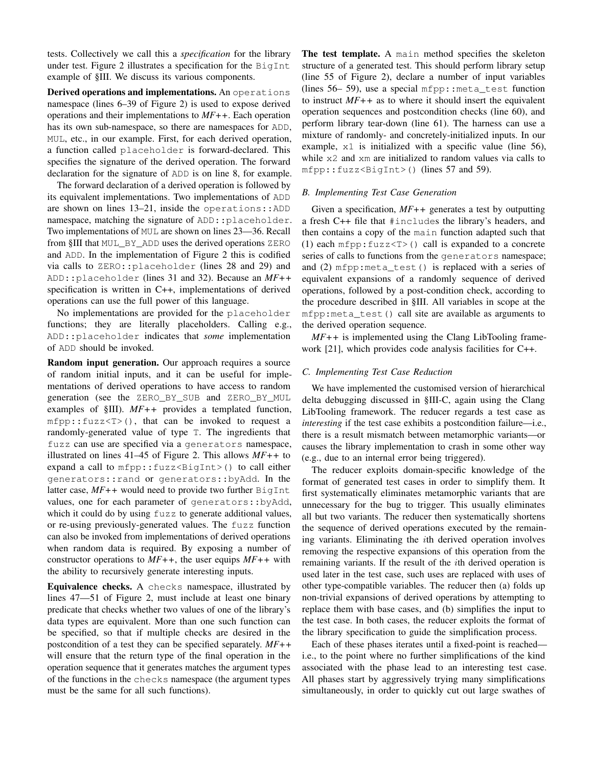tests. Collectively we call this a *specification* for the library under test. Figure 2 illustrates a specification for the `BigInt` example of §III. We discuss its various components.

**Derived operations and implementations.** An `operations` namespace (lines 6–39 of Figure 2) is used to expose derived operations and their implementations to *MF++*. Each operation has its own sub-namespace, so there are namespaces for `ADD`, `MUL`, etc., in our example. First, for each derived operation, a function called `placeholder` is forward-declared. This specifies the signature of the derived operation. The forward declaration for the signature of `ADD` is on line 8, for example.

The forward declaration of a derived operation is followed by its equivalent implementations. Two implementations of `ADD` are shown on lines 13–21, inside the `operations::ADD` namespace, matching the signature of `ADD::placeholder`. Two implementations of `MUL` are shown on lines 23—36. Recall from §III that `MUL_BY_ADD` uses the derived operations `ZERO` and `ADD`. In the implementation of Figure 2 this is codified via calls to `ZERO::placeholder` (lines 28 and 29) and `ADD::placeholder` (lines 31 and 32). Because an *MF++* specification is written in C++, implementations of derived operations can use the full power of this language.

No implementations are provided for the `placeholder` functions; they are literally placeholders. Calling e.g., `ADD::placeholder` indicates that *some* implementation of `ADD` should be invoked.

**Random input generation.** Our approach requires a source of random initial inputs, and it can be useful for implementations of derived operations to have access to random generation (see the `ZERO_BY_SUB` and `ZERO_BY_MUL` examples of §III). *MF++* provides a templated function, `mfpp::fuzz<T>()`, that can be invoked to request a randomly-generated value of type `T`. The ingredients that `fuzz` can use are specified via a `generators` namespace, illustrated on lines 41–45 of Figure 2. This allows *MF++* to expand a call to `mfpp::fuzz<BigInt>()` to call either `generators::rand` or `generators::byAdd`. In the latter case, *MF++* would need to provide two further `BigInt` values, one for each parameter of `generators::byAdd`, which it could do by using `fuzz` to generate additional values, or re-using previously-generated values. The `fuzz` function can also be invoked from implementations of derived operations when random data is required. By exposing a number of constructor operations to *MF++*, the user equips *MF++* with the ability to recursively generate interesting inputs.

**Equivalence checks.** A `checks` namespace, illustrated by lines 47—51 of Figure 2, must include at least one binary predicate that checks whether two values of one of the library's data types are equivalent. More than one such function can be specified, so that if multiple checks are desired in the postcondition of a test they can be specified separately. *MF++* will ensure that the return type of the final operation in the operation sequence that it generates matches the argument types of the functions in the `checks` namespace (the argument types must be the same for all such functions).

**The test template.** A `main` method specifies the skeleton structure of a generated test. This should perform library setup (line 55 of Figure 2), declare a number of input variables (lines 56– 59), use a special `mfpp::meta_test` function to instruct *MF++* as to where it should insert the equivalent operation sequences and postcondition checks (line 60), and perform library tear-down (line 61). The harness can use a mixture of randomly- and concretely-initialized inputs. In our example, `x1` is initialized with a specific value (line 56), while `x2` and `xm` are initialized to random values via calls to `mfpp::fuzz<BigInt>()` (lines 57 and 59).

## B. Implementing Test Case Generation

Given a specification, *MF++* generates a test by outputting a fresh C++ file that `#include`s the library's headers, and then contains a copy of the `main` function adapted such that (1) each `mfpp:fuzz<T>()` call is expanded to a concrete series of calls to functions from the `generators` namespace; and (2) `mfpp:meta_test()` is replaced with a series of equivalent expansions of a randomly sequence of derived operations, followed by a post-condition check, according to the procedure described in §III. All variables in scope at the `mfpp:meta_test()` call site are available as arguments to the derived operation sequence.

*MF++* is implemented using the Clang LibTooling framework [21], which provides code analysis facilities for C++.

## C. Implementing Test Case Reduction

We have implemented the customised version of hierarchical delta debugging discussed in §III-C, again using the Clang LibTooling framework. The reducer regards a test case as *interesting* if the test case exhibits a postcondition failure—i.e., there is a result mismatch between metamorphic variants—or causes the library implementation to crash in some other way (e.g., due to an internal error being triggered).

The reducer exploits domain-specific knowledge of the format of generated test cases in order to simplify them. It first systematically eliminates metamorphic variants that are unnecessary for the bug to trigger. This usually eliminates all but two variants. The reducer then systematically shortens the sequence of derived operations executed by the remaining variants. Eliminating the $i$th derived operation involves removing the respective expansions of this operation from the remaining variants. If the result of the $i$th derived operation is used later in the test case, such uses are replaced with uses of other type-compatible variables. The reducer then (a) folds up non-trivial expansions of derived operations by attempting to replace them with base cases, and (b) simplifies the input to the test case. In both cases, the reducer exploits the format of the library specification to guide the simplification process.

Each of these phases iterates until a fixed-point is reached—i.e., to the point where no further simplifications of the kind associated with the phase lead to an interesting test case. All phases start by aggressively trying many simplifications simultaneously, in order to quickly cut out large swathes of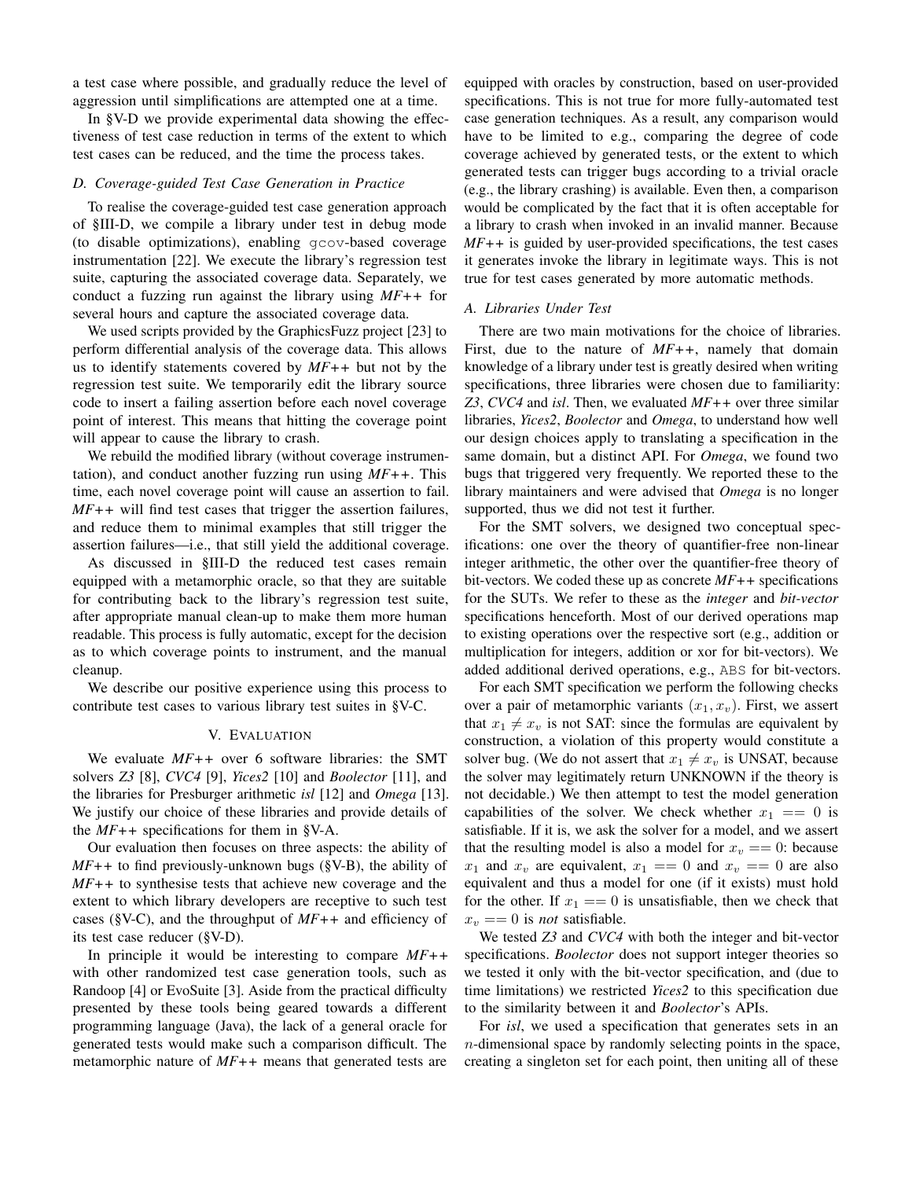a test case where possible, and gradually reduce the level of aggression until simplifications are attempted one at a time.

In §V-D we provide experimental data showing the effectiveness of test case reduction in terms of the extent to which test cases can be reduced, and the time the process takes.

### D. Coverage-guided Test Case Generation in Practice

To realise the coverage-guided test case generation approach of §III-D, we compile a library under test in debug mode (to disable optimizations), enabling `gcov`-based coverage instrumentation [22]. We execute the library's regression test suite, capturing the associated coverage data. Separately, we conduct a fuzzing run against the library using *MF++* for several hours and capture the associated coverage data.

We used scripts provided by the GraphicsFuzz project [23] to perform differential analysis of the coverage data. This allows us to identify statements covered by *MF++* but not by the regression test suite. We temporarily edit the library source code to insert a failing assertion before each novel coverage point of interest. This means that hitting the coverage point will appear to cause the library to crash.

We rebuild the modified library (without coverage instrumentation), and conduct another fuzzing run using *MF++*. This time, each novel coverage point will cause an assertion to fail. *MF++* will find test cases that trigger the assertion failures, and reduce them to minimal examples that still trigger the assertion failures—i.e., that still yield the additional coverage.

As discussed in §III-D the reduced test cases remain equipped with a metamorphic oracle, so that they are suitable for contributing back to the library's regression test suite, after appropriate manual clean-up to make them more human readable. This process is fully automatic, except for the decision as to which coverage points to instrument, and the manual cleanup.

We describe our positive experience using this process to contribute test cases to various library test suites in §V-C.

## V. Evaluation

We evaluate *MF++* over 6 software libraries: the SMT solvers *Z3* [8], *CVC4* [9], *Yices2* [10] and *Boolector* [11], and the libraries for Presburger arithmetic *isl* [12] and *Omega* [13]. We justify our choice of these libraries and provide details of the *MF++* specifications for them in §V-A.

Our evaluation then focuses on three aspects: the ability of *MF++* to find previously-unknown bugs (§V-B), the ability of *MF++* to synthesise tests that achieve new coverage and the extent to which library developers are receptive to such test cases (§V-C), and the throughput of *MF++* and efficiency of its test case reducer (§V-D).

In principle it would be interesting to compare *MF++* with other randomized test case generation tools, such as Randoop [4] or EvoSuite [3]. Aside from the practical difficulty presented by these tools being geared towards a different programming language (Java), the lack of a general oracle for generated tests would make such a comparison difficult. The metamorphic nature of *MF++* means that generated tests are equipped with oracles by construction, based on user-provided specifications. This is not true for more fully-automated test case generation techniques. As a result, any comparison would have to be limited to e.g., comparing the degree of code coverage achieved by generated tests, or the extent to which generated tests can trigger bugs according to a trivial oracle (e.g., the library crashing) is available. Even then, a comparison would be complicated by the fact that it is often acceptable for a library to crash when invoked in an invalid manner. Because *MF++* is guided by user-provided specifications, the test cases it generates invoke the library in legitimate ways. This is not true for test cases generated by more automatic methods.

### A. Libraries Under Test

There are two main motivations for the choice of libraries. First, due to the nature of *MF++*, namely that domain knowledge of a library under test is greatly desired when writing specifications, three libraries were chosen due to familiarity: *Z3*, *CVC4* and *isl*. Then, we evaluated *MF++* over three similar libraries, *Yices2*, *Boolector* and *Omega*, to understand how well our design choices apply to translating a specification in the same domain, but a distinct API. For *Omega*, we found two bugs that triggered very frequently. We reported these to the library maintainers and were advised that *Omega* is no longer supported, thus we did not test it further.

For the SMT solvers, we designed two conceptual specifications: one over the theory of quantifier-free non-linear integer arithmetic, the other over the quantifier-free theory of bit-vectors. We coded these up as concrete *MF++* specifications for the SUTs. We refer to these as the *integer* and *bit-vector* specifications henceforth. Most of our derived operations map to existing operations over the respective sort (e.g., addition or multiplication for integers, addition or xor for bit-vectors). We added additional derived operations, e.g., `ABS` for bit-vectors.

For each SMT specification we perform the following checks over a pair of metamorphic variants $(x_1, x_v)$. First, we assert that $x_1 \neq x_v$ is not SAT: since the formulas are equivalent by construction, a violation of this property would constitute a solver bug. (We do not assert that $x_1 \neq x_v$ is UNSAT, because the solver may legitimately return UNKNOWN if the theory is not decidable.) We then attempt to test the model generation capabilities of the solver. We check whether $x_1 == 0$ is satisfiable. If it is, we ask the solver for a model, and we assert that the resulting model is also a model for $x_v == 0$: because $x_1$ and $x_v$ are equivalent, $x_1 == 0$ and $x_v == 0$ are also equivalent and thus a model for one (if it exists) must hold for the other. If $x_1 == 0$ is unsatisfiable, then we check that $x_v == 0$ is *not* satisfiable.

We tested *Z3* and *CVC4* with both the integer and bit-vector specifications. *Boolector* does not support integer theories so we tested it only with the bit-vector specification, and (due to time limitations) we restricted *Yices2* to this specification due to the similarity between it and *Boolector*'s APIs.

For *isl*, we used a specification that generates sets in an $n$-dimensional space by randomly selecting points in the space, creating a singleton set for each point, then uniting all of these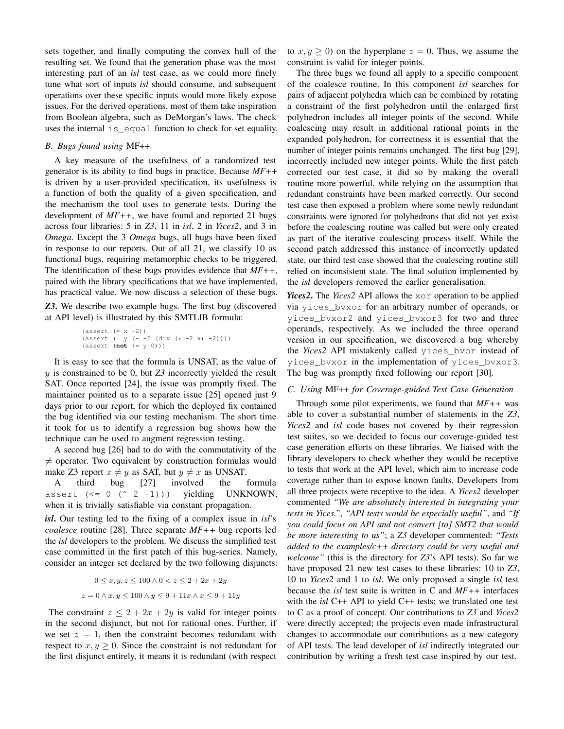sets together, and finally computing the convex hull of the resulting set. We found that the generation phase was the most interesting part of an *isl* test case, as we could more finely tune what sort of inputs *isl* should consume, and subsequent operations over these specific inputs would more likely expose issues. For the derived operations, most of them take inspiration from Boolean algebra, such as DeMorgan's laws. The check uses the internal `is_equal` function to check for set equality.

### B. Bugs found using MF++

A key measure of the usefulness of a randomized test generator is its ability to find bugs in practice. Because *MF++* is driven by a user-provided specification, its usefulness is a function of both the quality of a given specification, and the mechanism the tool uses to generate tests. During the development of *MF++*, we have found and reported 21 bugs across four libraries: 5 in *Z3*, 11 in *isl*, 2 in *Yices2*, and 3 in *Omega*. Except the 3 *Omega* bugs, all bugs have been fixed in response to our reports. Out of all 21, we classify 10 as functional bugs, requiring metamorphic checks to be triggered. The identification of these bugs provides evidence that *MF++*, paired with the library specifications that we have implemented, has practical value. We now discuss a selection of these bugs.

***Z3*.** We describe two example bugs. The first bug (discovered at API level) is illustrated by this SMTLIB formula:

```
(assert (= x -2))
(assert (= y (- -2 (div (* -2 x) -2))))
(assert (not (= y 0)))
```

It is easy to see that the formula is UNSAT, as the value of $y$ is constrained to be 0, but *Z3* incorrectly yielded the result SAT. Once reported [24], the issue was promptly fixed. The maintainer pointed us to a separate issue [25] opened just 9 days prior to our report, for which the deployed fix contained the bug identified via our testing mechanism. The short time it took for us to identify a regression bug shows how the technique can be used to augment regression testing.

A second bug [26] had to do with the commutativity of the $\neq$ operator. Two equivalent by construction formulas would make Z3 report $x \neq y$ as SAT, but $y \neq x$ as UNSAT.

A third bug [27] involved the formula `assert (<= 0 (^ 2 -1)))` yielding UNKNOWN, when it is trivially satisfiable via constant propagation.

***isl*.** Our testing led to the fixing of a complex issue in *isl*'s *coalesce* routine [28]. Three separate *MF++* bug reports led the *isl* developers to the problem. We discuss the simplified test case committed in the first patch of this bug-series. Namely, consider an integer set declared by the two following disjuncts:

$$0 \leq x, y, z \leq 100 \wedge 0 < z \leq 2 + 2x + 2y$$

$$z = 0 \wedge x, y \leq 100 \wedge y \leq 9 + 11x \wedge x \leq 9 + 11y$$

The constraint $z \leq 2 + 2x + 2y$ is valid for integer points in the second disjunct, but not for rational ones. Further, if we set $z = 1$, then the constraint becomes redundant with respect to $x, y \geq 0$. Since the constraint is not redundant for the first disjunct entirely, it means it is redundant (with respect to $x, y \geq 0$) on the hyperplane $z = 0$. Thus, we assume the constraint is valid for integer points.

The three bugs we found all apply to a specific component of the coalesce routine. In this component *isl* searches for pairs of adjacent polyhedra which can be combined by rotating a constraint of the first polyhedron until the enlarged first polyhedron includes all integer points of the second. While coalescing may result in additional rational points in the expanded polyhedron, for correctness it is essential that the number of integer points remains unchanged. The first bug [29], incorrectly included new integer points. While the first patch corrected our test case, it did so by making the overall routine more powerful, while relying on the assumption that redundant constraints have been marked correctly. Our second test case then exposed a problem where some newly redundant constraints were ignored for polyhedrons that did not yet exist before the coalescing routine was called but were only created as part of the iterative coalescing process itself. While the second patch addressed this instance of incorrectly updated state, our third test case showed that the coalescing routine still relied on inconsistent state. The final solution implemented by the *isl* developers removed the earlier generalisation.

***Yices2*.** The *Yices2* API allows the `xor` operation to be applied via `yices_bvxor` for an arbitrary number of operands, or `yices_bvxor2` and `yices_bvxor3` for two and three operands, respectively. As we included the three operand version in our specification, we discovered a bug whereby the *Yices2* API mistakenly called `yices_bvor` instead of `yices_bvxor` in the implementation of `yices_bvxor3`. The bug was promptly fixed following our report [30].

### C. Using MF++ for Coverage-guided Test Case Generation

Through some pilot experiments, we found that *MF++* was able to cover a substantial number of statements in the *Z3*, *Yices2* and *isl* code bases not covered by their regression test suites, so we decided to focus our coverage-guided test case generation efforts on these libraries. We liaised with the library developers to check whether they would be receptive to tests that work at the API level, which aim to increase code coverage rather than to expose known faults. Developers from all three projects were receptive to the idea. A *Yices2* developer commented *"We are absolutely interested in integrating your tests in Yices."*, *"API tests would be especially useful"*, and *"If you could focus on API and not convert [to] SMT2 that would be more interesting to us"*; a *Z3* developer commented: *"Tests added to the examples/c++ directory could be very useful and welcome"* (this is the directory for *Z3*'s API tests). So far we have proposed 21 new test cases to these libraries: 10 to *Z3*, 10 to *Yices2* and 1 to *isl*. We only proposed a single *isl* test because the *isl* test suite is written in C and *MF++* interfaces with the *isl* C++ API to yield C++ tests; we translated one test to C as a proof of concept. Our contributions to *Z3* and *Yices2* were directly accepted; the projects even made infrastructural changes to accommodate our contributions as a new category of API tests. The lead developer of *isl* indirectly integrated our contribution by writing a fresh test case inspired by our test.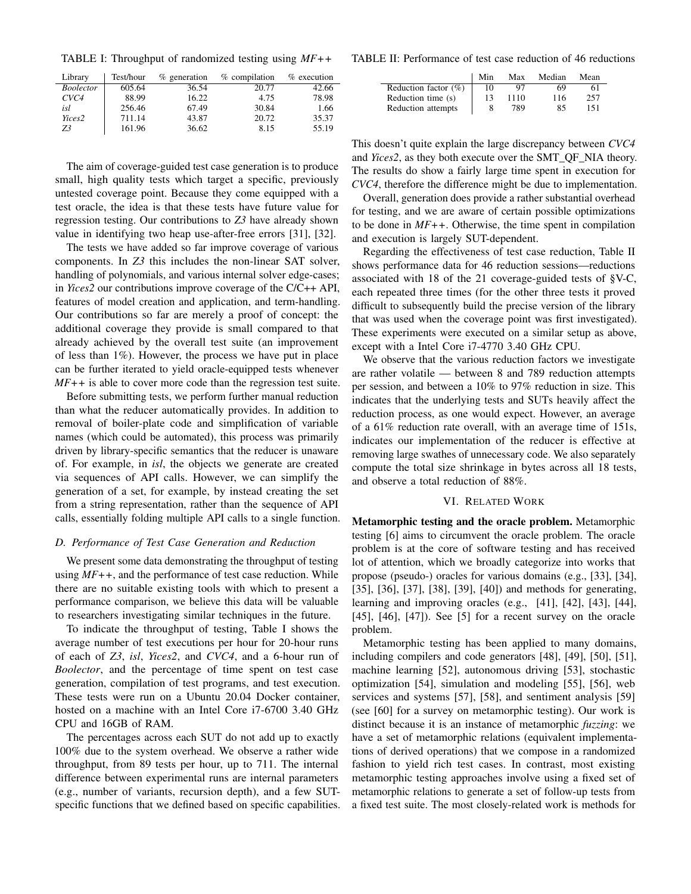TABLE I: Throughput of randomized testing using *MF++*

| Library | Test/hour | % generation | % compilation | % execution |
|---|---|---|---|---|
| *Boolector* | 605.64 | 36.54 | 20.77 | 42.66 |
| *CVC4* | 88.99 | 16.22 | 4.75 | 78.98 |
| *isl* | 256.46 | 67.49 | 30.84 | 1.66 |
| *Yices2* | 711.14 | 43.87 | 20.72 | 35.37 |
| *Z3* | 161.96 | 36.62 | 8.15 | 55.19 |

The aim of coverage-guided test case generation is to produce small, high quality tests which target a specific, previously untested coverage point. Because they come equipped with a test oracle, the idea is that these tests have future value for regression testing. Our contributions to *Z3* have already shown value in identifying two heap use-after-free errors [31], [32].

The tests we have added so far improve coverage of various components. In *Z3* this includes the non-linear SAT solver, handling of polynomials, and various internal solver edge-cases; in *Yices2* our contributions improve coverage of the C/C++ API, features of model creation and application, and term-handling. Our contributions so far are merely a proof of concept: the additional coverage they provide is small compared to that already achieved by the overall test suite (an improvement of less than 1%). However, the process we have put in place can be further iterated to yield oracle-equipped tests whenever *MF++* is able to cover more code than the regression test suite.

Before submitting tests, we perform further manual reduction than what the reducer automatically provides. In addition to removal of boiler-plate code and simplification of variable names (which could be automated), this process was primarily driven by library-specific semantics that the reducer is unaware of. For example, in *isl*, the objects we generate are created via sequences of API calls. However, we can simplify the generation of a set, for example, by instead creating the set from a string representation, rather than the sequence of API calls, essentially folding multiple API calls to a single function.

### D. Performance of Test Case Generation and Reduction

We present some data demonstrating the throughput of testing using *MF++*, and the performance of test case reduction. While there are no suitable existing tools with which to present a performance comparison, we believe this data will be valuable to researchers investigating similar techniques in the future.

To indicate the throughput of testing, Table I shows the average number of test executions per hour for 20-hour runs of each of *Z3*, *isl*, *Yices2*, and *CVC4*, and a 6-hour run of *Boolector*, and the percentage of time spent on test case generation, compilation of test programs, and test execution. These tests were run on a Ubuntu 20.04 Docker container, hosted on a machine with an Intel Core i7-6700 3.40 GHz CPU and 16GB of RAM.

The percentages across each SUT do not add up to exactly 100% due to the system overhead. We observe a rather wide throughput, from 89 tests per hour, up to 711. The internal difference between experimental runs are internal parameters (e.g., number of variants, recursion depth), and a few SUT-specific functions that we defined based on specific capabilities.

TABLE II: Performance of test case reduction of 46 reductions

| | Min | Max | Median | Mean |
|---|---|---|---|---|
| Reduction factor (%) | 10 | 97 | 69 | 61 |
| Reduction time (s) | 13 | 1110 | 116 | 257 |
| Reduction attempts | 8 | 789 | 85 | 151 |

This doesn't quite explain the large discrepancy between *CVC4* and *Yices2*, as they both execute over the SMT_QF_NIA theory. The results do show a fairly large time spent in execution for *CVC4*, therefore the difference might be due to implementation.

Overall, generation does provide a rather substantial overhead for testing, and we are aware of certain possible optimizations to be done in *MF++*. Otherwise, the time spent in compilation and execution is largely SUT-dependent.

Regarding the effectiveness of test case reduction, Table II shows performance data for 46 reduction sessions—reductions associated with 18 of the 21 coverage-guided tests of §V-C, each repeated three times (for the other three tests it proved difficult to subsequently build the precise version of the library that was used when the coverage point was first investigated). These experiments were executed on a similar setup as above, except with a Intel Core i7-4770 3.40 GHz CPU.

We observe that the various reduction factors we investigate are rather volatile — between 8 and 789 reduction attempts per session, and between a 10% to 97% reduction in size. This indicates that the underlying tests and SUTs heavily affect the reduction process, as one would expect. However, an average of a 61% reduction rate overall, with an average time of 151s, indicates our implementation of the reducer is effective at removing large swathes of unnecessary code. We also separately compute the total size shrinkage in bytes across all 18 tests, and observe a total reduction of 88%.

## VI. Related Work

**Metamorphic testing and the oracle problem.** Metamorphic testing [6] aims to circumvent the oracle problem. The oracle problem is at the core of software testing and has received lot of attention, which we broadly categorize into works that propose (pseudo-) oracles for various domains (e.g., [33], [34], [35], [36], [37], [38], [39], [40]) and methods for generating, learning and improving oracles (e.g., [41], [42], [43], [44], [45], [46], [47]). See [5] for a recent survey on the oracle problem.

Metamorphic testing has been applied to many domains, including compilers and code generators [48], [49], [50], [51], machine learning [52], autonomous driving [53], stochastic optimization [54], simulation and modeling [55], [56], web services and systems [57], [58], and sentiment analysis [59] (see [60] for a survey on metamorphic testing). Our work is distinct because it is an instance of metamorphic *fuzzing*: we have a set of metamorphic relations (equivalent implementations of derived operations) that we compose in a randomized fashion to yield rich test cases. In contrast, most existing metamorphic testing approaches involve using a fixed set of metamorphic relations to generate a set of follow-up tests from a fixed test suite. The most closely-related work is methods for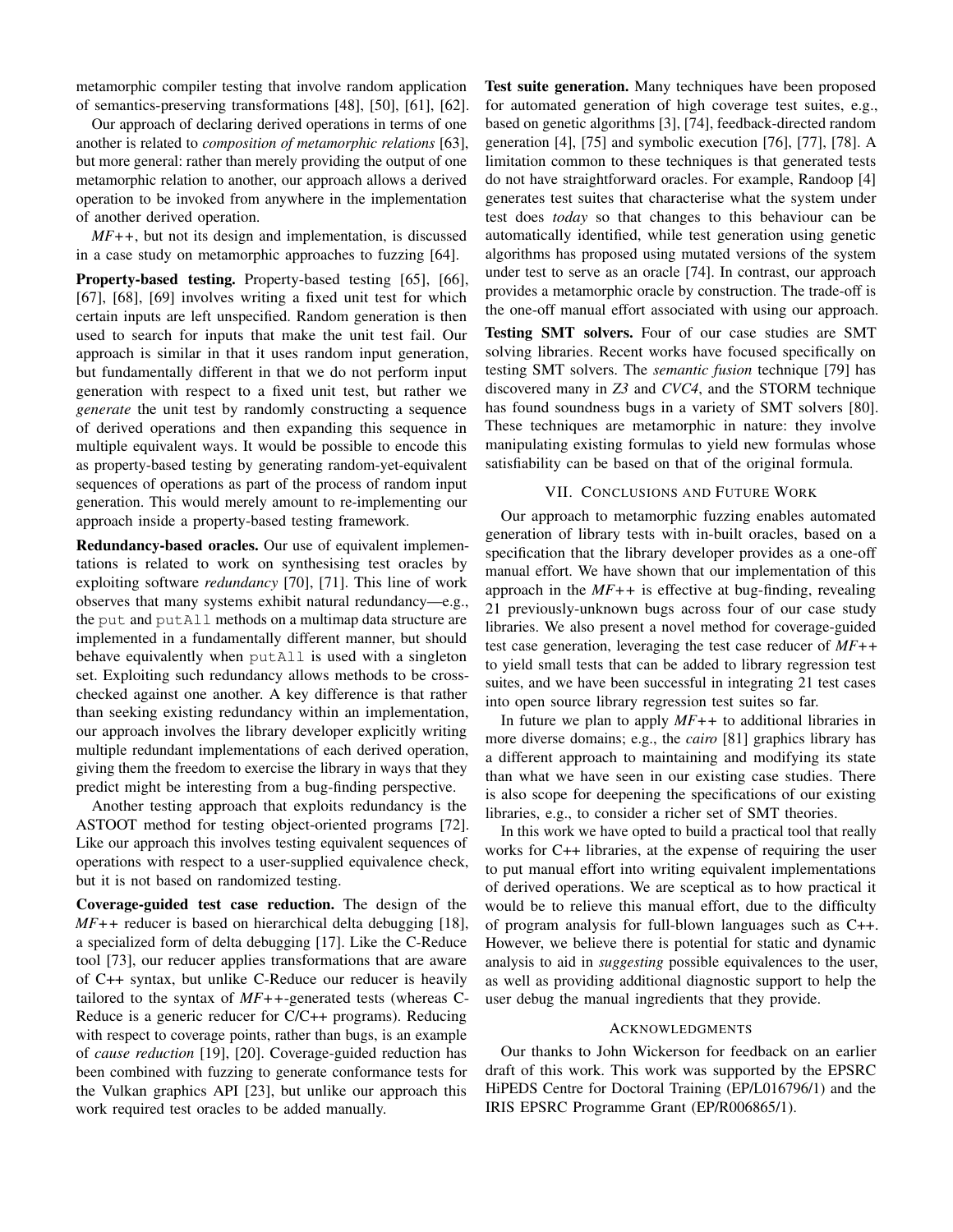metamorphic compiler testing that involve random application of semantics-preserving transformations [48], [50], [61], [62].

Our approach of declaring derived operations in terms of one another is related to *composition of metamorphic relations* [63], but more general: rather than merely providing the output of one metamorphic relation to another, our approach allows a derived operation to be invoked from anywhere in the implementation of another derived operation.

*MF++*, but not its design and implementation, is discussed in a case study on metamorphic approaches to fuzzing [64].

**Property-based testing.** Property-based testing [65], [66], [67], [68], [69] involves writing a fixed unit test for which certain inputs are left unspecified. Random generation is then used to search for inputs that make the unit test fail. Our approach is similar in that it uses random input generation, but fundamentally different in that we do not perform input generation with respect to a fixed unit test, but rather we *generate* the unit test by randomly constructing a sequence of derived operations and then expanding this sequence in multiple equivalent ways. It would be possible to encode this as property-based testing by generating random-yet-equivalent sequences of operations as part of the process of random input generation. This would merely amount to re-implementing our approach inside a property-based testing framework.

**Redundancy-based oracles.** Our use of equivalent implementations is related to work on synthesising test oracles by exploiting software *redundancy* [70], [71]. This line of work observes that many systems exhibit natural redundancy—e.g., the `put` and `putAll` methods on a multimap data structure are implemented in a fundamentally different manner, but should behave equivalently when `putAll` is used with a singleton set. Exploiting such redundancy allows methods to be cross-checked against one another. A key difference is that rather than seeking existing redundancy within an implementation, our approach involves the library developer explicitly writing multiple redundant implementations of each derived operation, giving them the freedom to exercise the library in ways that they predict might be interesting from a bug-finding perspective.

Another testing approach that exploits redundancy is the ASTOOT method for testing object-oriented programs [72]. Like our approach this involves testing equivalent sequences of operations with respect to a user-supplied equivalence check, but it is not based on randomized testing.

**Coverage-guided test case reduction.** The design of the *MF++* reducer is based on hierarchical delta debugging [18], a specialized form of delta debugging [17]. Like the C-Reduce tool [73], our reducer applies transformations that are aware of C++ syntax, but unlike C-Reduce our reducer is heavily tailored to the syntax of *MF++*-generated tests (whereas C-Reduce is a generic reducer for C/C++ programs). Reducing with respect to coverage points, rather than bugs, is an example of *cause reduction* [19], [20]. Coverage-guided reduction has been combined with fuzzing to generate conformance tests for the Vulkan graphics API [23], but unlike our approach this work required test oracles to be added manually.

**Test suite generation.** Many techniques have been proposed for automated generation of high coverage test suites, e.g., based on genetic algorithms [3], [74], feedback-directed random generation [4], [75] and symbolic execution [76], [77], [78]. A limitation common to these techniques is that generated tests do not have straightforward oracles. For example, Randoop [4] generates test suites that characterise what the system under test does *today* so that changes to this behaviour can be automatically identified, while test generation using genetic algorithms has proposed using mutated versions of the system under test to serve as an oracle [74]. In contrast, our approach provides a metamorphic oracle by construction. The trade-off is the one-off manual effort associated with using our approach.

**Testing SMT solvers.** Four of our case studies are SMT solving libraries. Recent works have focused specifically on testing SMT solvers. The *semantic fusion* technique [79] has discovered many in *Z3* and *CVC4*, and the STORM technique has found soundness bugs in a variety of SMT solvers [80]. These techniques are metamorphic in nature: they involve manipulating existing formulas to yield new formulas whose satisfiability can be based on that of the original formula.

## VII. Conclusions and Future Work

Our approach to metamorphic fuzzing enables automated generation of library tests with in-built oracles, based on a specification that the library developer provides as a one-off manual effort. We have shown that our implementation of this approach in the *MF++* is effective at bug-finding, revealing 21 previously-unknown bugs across four of our case study libraries. We also present a novel method for coverage-guided test case generation, leveraging the test case reducer of *MF++* to yield small tests that can be added to library regression test suites, and we have been successful in integrating 21 test cases into open source library regression test suites so far.

In future we plan to apply *MF++* to additional libraries in more diverse domains; e.g., the *cairo* [81] graphics library has a different approach to maintaining and modifying its state than what we have seen in our existing case studies. There is also scope for deepening the specifications of our existing libraries, e.g., to consider a richer set of SMT theories.

In this work we have opted to build a practical tool that really works for C++ libraries, at the expense of requiring the user to put manual effort into writing equivalent implementations of derived operations. We are sceptical as to how practical it would be to relieve this manual effort, due to the difficulty of program analysis for full-blown languages such as C++. However, we believe there is potential for static and dynamic analysis to aid in *suggesting* possible equivalences to the user, as well as providing additional diagnostic support to help the user debug the manual ingredients that they provide.

## Acknowledgments

Our thanks to John Wickerson for feedback on an earlier draft of this work. This work was supported by the EPSRC HiPEDS Centre for Doctoral Training (EP/L016796/1) and the IRIS EPSRC Programme Grant (EP/R006865/1).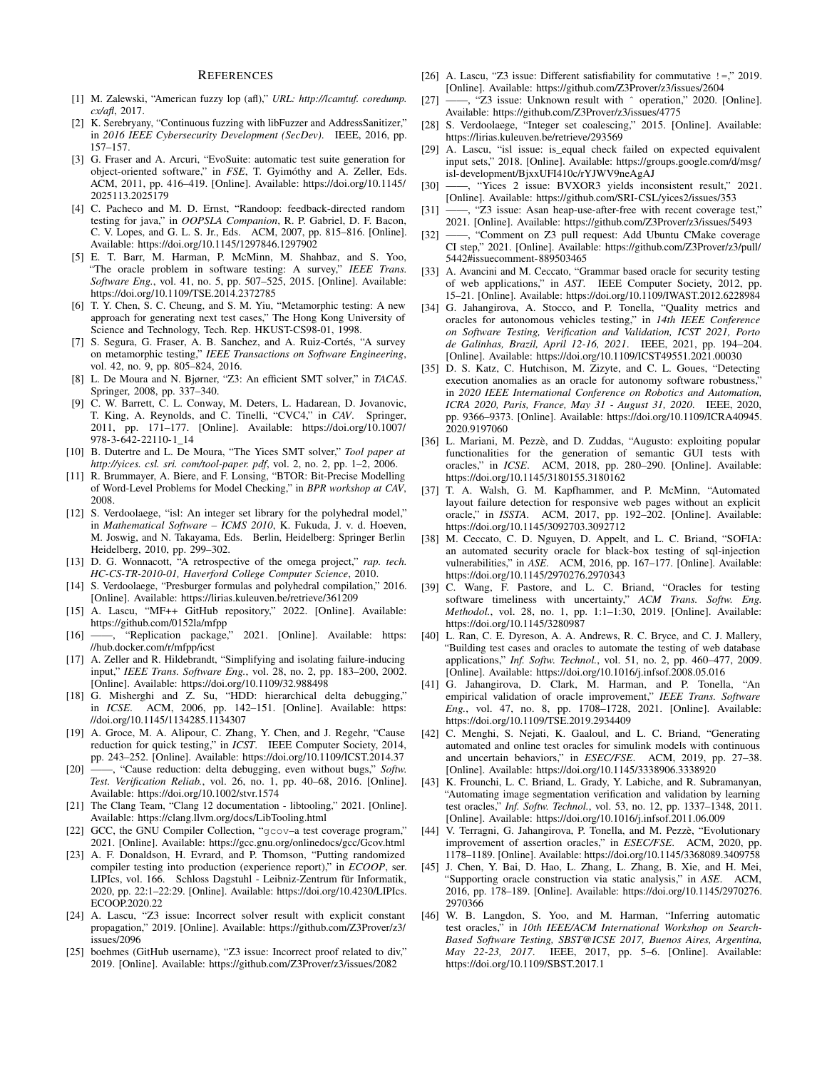## References

[1] M. Zalewski, "American fuzzy lop (afl)," *URL: http://lcamtuf. coredump. cx/afl*, 2017.

[2] K. Serebryany, "Continuous fuzzing with libFuzzer and AddressSanitizer," in *2016 IEEE Cybersecurity Development (SecDev)*. IEEE, 2016, pp. 157–157.

[3] G. Fraser and A. Arcuri, "EvoSuite: automatic test suite generation for object-oriented software," in *FSE*, T. Gyimóthy and A. Zeller, Eds. ACM, 2011, pp. 416–419. [Online]. Available: https://doi.org/10.1145/2025113.2025179

[4] C. Pacheco and M. D. Ernst, "Randoop: feedback-directed random testing for java," in *OOPSLA Companion*, R. P. Gabriel, D. F. Bacon, C. V. Lopes, and G. L. S. Jr., Eds. ACM, 2007, pp. 815–816. [Online]. Available: https://doi.org/10.1145/1297846.1297902

[5] E. T. Barr, M. Harman, P. McMinn, M. Shahbaz, and S. Yoo, "The oracle problem in software testing: A survey," *IEEE Trans. Software Eng.*, vol. 41, no. 5, pp. 507–525, 2015. [Online]. Available: https://doi.org/10.1109/TSE.2014.2372785

[6] T. Y. Chen, S. C. Cheung, and S. M. Yiu, "Metamorphic testing: A new approach for generating next test cases," The Hong Kong University of Science and Technology, Tech. Rep. HKUST-CS98-01, 1998.

[7] S. Segura, G. Fraser, A. B. Sanchez, and A. Ruiz-Cortés, "A survey on metamorphic testing," *IEEE Transactions on Software Engineering*, vol. 42, no. 9, pp. 805–824, 2016.

[8] L. De Moura and N. Bjørner, "Z3: An efficient SMT solver," in *TACAS*. Springer, 2008, pp. 337–340.

[9] C. W. Barrett, C. L. Conway, M. Deters, L. Hadarean, D. Jovanovic, T. King, A. Reynolds, and C. Tinelli, "CVC4," in *CAV*. Springer, 2011, pp. 171–177. [Online]. Available: https://doi.org/10.1007/978-3-642-22110-1_14

[10] B. Dutertre and L. De Moura, "The Yices SMT solver," *Tool paper at http://yices. csl. sri. com/tool-paper. pdf*, vol. 2, no. 2, pp. 1–2, 2006.

[11] R. Brummayer, A. Biere, and F. Lonsing, "BTOR: Bit-Precise Modelling of Word-Level Problems for Model Checking," in *BPR workshop at CAV*, 2008.

[12] S. Verdoolaege, "isl: An integer set library for the polyhedral model," in *Mathematical Software – ICMS 2010*, K. Fukuda, J. v. d. Hoeven, M. Joswig, and N. Takayama, Eds. Berlin, Heidelberg: Springer Berlin Heidelberg, 2010, pp. 299–302.

[13] D. G. Wonnacott, "A retrospective of the omega project," *rap. tech. HC-CS-TR-2010-01, Haverford College Computer Science*, 2010.

[14] S. Verdoolaege, "Presburger formulas and polyhedral compilation," 2016. [Online]. Available: https://lirias.kuleuven.be/retrieve/361209

[15] A. Lascu, "MF++ GitHub repository," 2022. [Online]. Available: https://github.com/0152la/mfpp

[16] ——, "Replication package," 2021. [Online]. Available: https://hub.docker.com/r/mfpp/icst

[17] A. Zeller and R. Hildebrandt, "Simplifying and isolating failure-inducing input," *IEEE Trans. Software Eng.*, vol. 28, no. 2, pp. 183–200, 2002. [Online]. Available: https://doi.org/10.1109/32.988498

[18] G. Misherghi and Z. Su, "HDD: hierarchical delta debugging," in *ICSE*. ACM, 2006, pp. 142–151. [Online]. Available: https://doi.org/10.1145/1134285.1134307

[19] A. Groce, M. A. Alipour, C. Zhang, Y. Chen, and J. Regehr, "Cause reduction for quick testing," in *ICST*. IEEE Computer Society, 2014, pp. 243–252. [Online]. Available: https://doi.org/10.1109/ICST.2014.37

[20] ——, "Cause reduction: delta debugging, even without bugs," *Softw. Test. Verification Reliab.*, vol. 26, no. 1, pp. 40–68, 2016. [Online]. Available: https://doi.org/10.1002/stvr.1574

[21] The Clang Team, "Clang 12 documentation - libtooling," 2021. [Online]. Available: https://clang.llvm.org/docs/LibTooling.html

[22] GCC, the GNU Compiler Collection, "gcov–a test coverage program," 2021. [Online]. Available: https://gcc.gnu.org/onlinedocs/gcc/Gcov.html

[23] A. F. Donaldson, H. Evrard, and P. Thomson, "Putting randomized compiler testing into production (experience report)," in *ECOOP*, ser. LIPIcs, vol. 166. Schloss Dagstuhl - Leibniz-Zentrum für Informatik, 2020, pp. 22:1–22:29. [Online]. Available: https://doi.org/10.4230/LIPIcs.ECOOP.2020.22

[24] A. Lascu, "Z3 issue: Incorrect solver result with explicit constant propagation," 2019. [Online]. Available: https://github.com/Z3Prover/z3/issues/2096

[25] boehmes (GitHub username), "Z3 issue: Incorrect proof related to div," 2019. [Online]. Available: https://github.com/Z3Prover/z3/issues/2082

[26] A. Lascu, "Z3 issue: Different satisfiability for commutative !=," 2019. [Online]. Available: https://github.com/Z3Prover/z3/issues/2604

[27] ——, "Z3 issue: Unknown result with ^ operation," 2020. [Online]. Available: https://github.com/Z3Prover/z3/issues/4775

[28] S. Verdoolaege, "Integer set coalescing," 2015. [Online]. Available: https://lirias.kuleuven.be/retrieve/293569

[29] A. Lascu, "isl issue: is_equal check failed on expected equivalent input sets," 2018. [Online]. Available: https://groups.google.com/d/msg/isl-development/BjxxUFI410c/rYJWV9neAgAJ

[30] ——, "Yices 2 issue: BVXOR3 yields inconsistent result," 2021. [Online]. Available: https://github.com/SRI-CSL/yices2/issues/353

[31] ——, "Z3 issue: Asan heap-use-after-free with recent coverage test," 2021. [Online]. Available: https://github.com/Z3Prover/z3/issues/5493

[32] ——, "Comment on Z3 pull request: Add Ubuntu CMake coverage CI step," 2021. [Online]. Available: https://github.com/Z3Prover/z3/pull/5442#issuecomment-889503465

[33] A. Avancini and M. Ceccato, "Grammar based oracle for security testing of web applications," in *AST*. IEEE Computer Society, 2012, pp. 15–21. [Online]. Available: https://doi.org/10.1109/IWAST.2012.6228984

[34] G. Jahangirova, A. Stocco, and P. Tonella, "Quality metrics and oracles for autonomous vehicles testing," in *14th IEEE Conference on Software Testing, Verification and Validation, ICST 2021, Porto de Galinhas, Brazil, April 12-16, 2021*. IEEE, 2021, pp. 194–204. [Online]. Available: https://doi.org/10.1109/ICST49551.2021.00030

[35] D. S. Katz, C. Hutchison, M. Zizyte, and C. L. Goues, "Detecting execution anomalies as an oracle for autonomy software robustness," in *2020 IEEE International Conference on Robotics and Automation, ICRA 2020, Paris, France, May 31 - August 31, 2020*. IEEE, 2020, pp. 9366–9373. [Online]. Available: https://doi.org/10.1109/ICRA40945.2020.9197060

[36] L. Mariani, M. Pezzè, and D. Zuddas, "Augusto: exploiting popular functionalities for the generation of semantic GUI tests with oracles," in *ICSE*. ACM, 2018, pp. 280–290. [Online]. Available: https://doi.org/10.1145/3180155.3180162

[37] T. A. Walsh, G. M. Kapfhammer, and P. McMinn, "Automated layout failure detection for responsive web pages without an explicit oracle," in *ISSTA*. ACM, 2017, pp. 192–202. [Online]. Available: https://doi.org/10.1145/3092703.3092712

[38] M. Ceccato, C. D. Nguyen, D. Appelt, and L. C. Briand, "SOFIA: an automated security oracle for black-box testing of sql-injection vulnerabilities," in *ASE*. ACM, 2016, pp. 167–177. [Online]. Available: https://doi.org/10.1145/2970276.2970343

[39] C. Wang, F. Pastore, and L. C. Briand, "Oracles for testing software timeliness with uncertainty," *ACM Trans. Softw. Eng. Methodol.*, vol. 28, no. 1, pp. 1:1–1:30, 2019. [Online]. Available: https://doi.org/10.1145/3280987

[40] L. Ran, C. E. Dyreson, A. A. Andrews, R. C. Bryce, and C. J. Mallery, "Building test cases and oracles to automate the testing of web database applications," *Inf. Softw. Technol.*, vol. 51, no. 2, pp. 460–477, 2009. [Online]. Available: https://doi.org/10.1016/j.infsof.2008.05.016

[41] G. Jahangirova, D. Clark, M. Harman, and P. Tonella, "An empirical validation of oracle improvement," *IEEE Trans. Software Eng.*, vol. 47, no. 8, pp. 1708–1728, 2021. [Online]. Available: https://doi.org/10.1109/TSE.2019.2934409

[42] C. Menghi, S. Nejati, K. Gaaloul, and L. C. Briand, "Generating automated and online test oracles for simulink models with continuous and uncertain behaviors," in *ESEC/FSE*. ACM, 2019, pp. 27–38. [Online]. Available: https://doi.org/10.1145/3338906.3338920

[43] K. Frounchi, L. C. Briand, L. Grady, Y. Labiche, and R. Subramanyan, "Automating image segmentation verification and validation by learning test oracles," *Inf. Softw. Technol.*, vol. 53, no. 12, pp. 1337–1348, 2011. [Online]. Available: https://doi.org/10.1016/j.infsof.2011.06.009

[44] V. Terragni, G. Jahangirova, P. Tonella, and M. Pezzè, "Evolutionary improvement of assertion oracles," in *ESEC/FSE*. ACM, 2020, pp. 1178–1189. [Online]. Available: https://doi.org/10.1145/3368089.3409758

[45] J. Chen, Y. Bai, D. Hao, L. Zhang, L. Zhang, B. Xie, and H. Mei, "Supporting oracle construction via static analysis," in *ASE*. ACM, 2016, pp. 178–189. [Online]. Available: https://doi.org/10.1145/2970276.2970366

[46] W. B. Langdon, S. Yoo, and M. Harman, "Inferring automatic test oracles," in *10th IEEE/ACM International Workshop on Search-Based Software Testing, SBST@ICSE 2017, Buenos Aires, Argentina, May 22-23, 2017*. IEEE, 2017, pp. 5–6. [Online]. Available: https://doi.org/10.1109/SBST.2017.1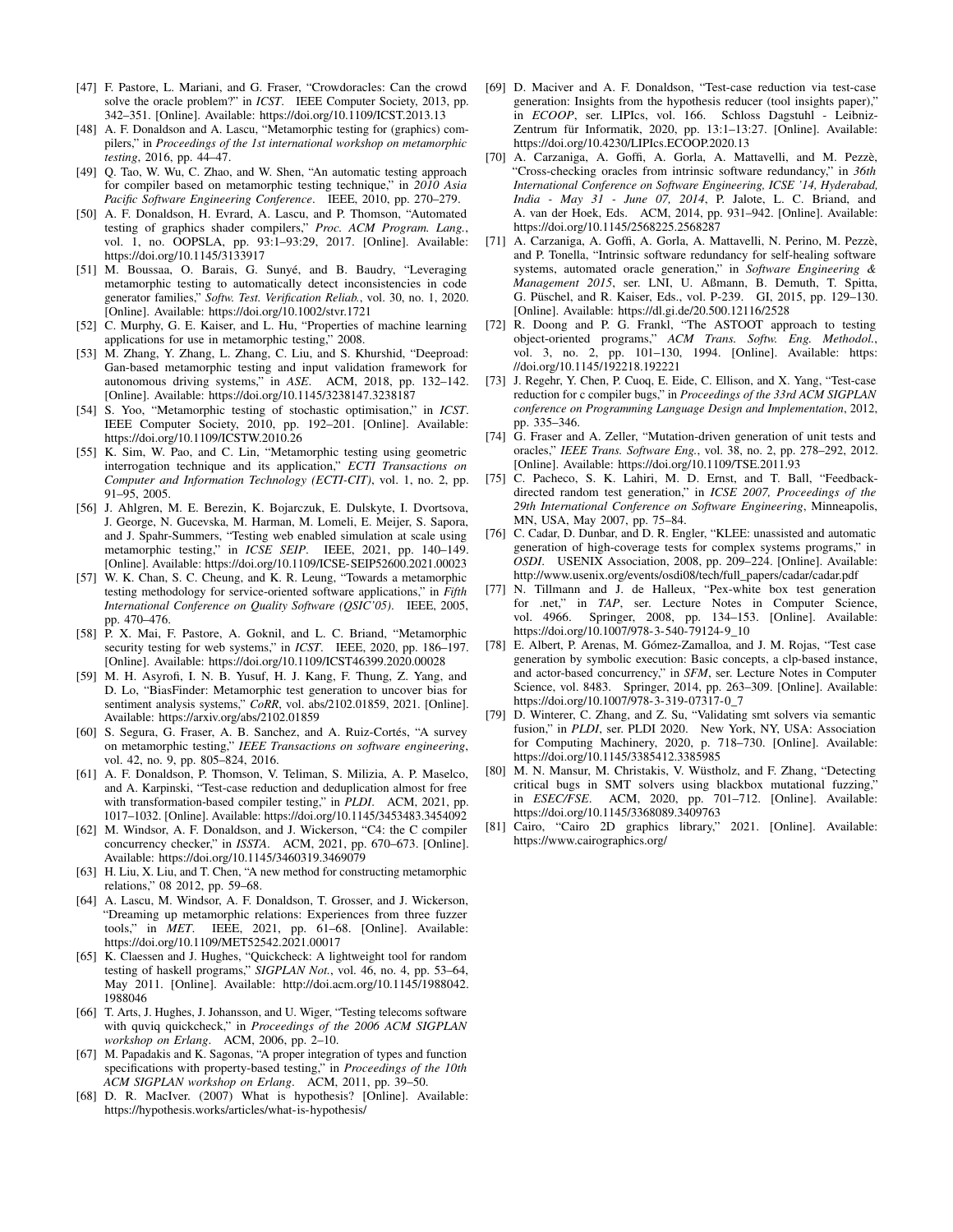[47] F. Pastore, L. Mariani, and G. Fraser, "Crowdoracles: Can the crowd solve the oracle problem?" in *ICST*. IEEE Computer Society, 2013, pp. 342–351. [Online]. Available: https://doi.org/10.1109/ICST.2013.13

[48] A. F. Donaldson and A. Lascu, "Metamorphic testing for (graphics) compilers," in *Proceedings of the 1st international workshop on metamorphic testing*, 2016, pp. 44–47.

[49] Q. Tao, W. Wu, C. Zhao, and W. Shen, "An automatic testing approach for compiler based on metamorphic testing technique," in *2010 Asia Pacific Software Engineering Conference*. IEEE, 2010, pp. 270–279.

[50] A. F. Donaldson, H. Evrard, A. Lascu, and P. Thomson, "Automated testing of graphics shader compilers," *Proc. ACM Program. Lang.*, vol. 1, no. OOPSLA, pp. 93:1–93:29, 2017. [Online]. Available: https://doi.org/10.1145/3133917

[51] M. Boussaa, O. Barais, G. Sunyé, and B. Baudry, "Leveraging metamorphic testing to automatically detect inconsistencies in code generator families," *Softw. Test. Verification Reliab.*, vol. 30, no. 1, 2020. [Online]. Available: https://doi.org/10.1002/stvr.1721

[52] C. Murphy, G. E. Kaiser, and L. Hu, "Properties of machine learning applications for use in metamorphic testing," 2008.

[53] M. Zhang, Y. Zhang, L. Zhang, C. Liu, and S. Khurshid, "Deeproad: Gan-based metamorphic testing and input validation framework for autonomous driving systems," in *ASE*. ACM, 2018, pp. 132–142. [Online]. Available: https://doi.org/10.1145/3238147.3238187

[54] S. Yoo, "Metamorphic testing of stochastic optimisation," in *ICST*. IEEE Computer Society, 2010, pp. 192–201. [Online]. Available: https://doi.org/10.1109/ICSTW.2010.26

[55] K. Sim, W. Pao, and C. Lin, "Metamorphic testing using geometric interrogation technique and its application," *ECTI Transactions on Computer and Information Technology (ECTI-CIT)*, vol. 1, no. 2, pp. 91–95, 2005.

[56] J. Ahlgren, M. E. Berezin, K. Bojarczuk, E. Dulskyte, I. Dvortsova, J. George, N. Gucevska, M. Harman, M. Lomeli, E. Meijer, S. Sapora, and J. Spahr-Summers, "Testing web enabled simulation at scale using metamorphic testing," in *ICSE SEIP*. IEEE, 2021, pp. 140–149. [Online]. Available: https://doi.org/10.1109/ICSE-SEIP52600.2021.00023

[57] W. K. Chan, S. C. Cheung, and K. R. Leung, "Towards a metamorphic testing methodology for service-oriented software applications," in *Fifth International Conference on Quality Software (QSIC'05)*. IEEE, 2005, pp. 470–476.

[58] P. X. Mai, F. Pastore, A. Goknil, and L. C. Briand, "Metamorphic security testing for web systems," in *ICST*. IEEE, 2020, pp. 186–197. [Online]. Available: https://doi.org/10.1109/ICST46399.2020.00028

[59] M. H. Asyrofi, I. N. B. Yusuf, H. J. Kang, F. Thung, Z. Yang, and D. Lo, "BiasFinder: Metamorphic test generation to uncover bias for sentiment analysis systems," *CoRR*, vol. abs/2102.01859, 2021. [Online]. Available: https://arxiv.org/abs/2102.01859

[60] S. Segura, G. Fraser, A. B. Sanchez, and A. Ruiz-Cortés, "A survey on metamorphic testing," *IEEE Transactions on software engineering*, vol. 42, no. 9, pp. 805–824, 2016.

[61] A. F. Donaldson, P. Thomson, V. Teliman, S. Milizia, A. P. Maselco, and A. Karpinski, "Test-case reduction and deduplication almost for free with transformation-based compiler testing," in *PLDI*. ACM, 2021, pp. 1017–1032. [Online]. Available: https://doi.org/10.1145/3453483.3454092

[62] M. Windsor, A. F. Donaldson, and J. Wickerson, "C4: the C compiler concurrency checker," in *ISSTA*. ACM, 2021, pp. 670–673. [Online]. Available: https://doi.org/10.1145/3460319.3469079

[63] H. Liu, X. Liu, and T. Chen, "A new method for constructing metamorphic relations," 08 2012, pp. 59–68.

[64] A. Lascu, M. Windsor, A. F. Donaldson, T. Grosser, and J. Wickerson, "Dreaming up metamorphic relations: Experiences from three fuzzer tools," in *MET*. IEEE, 2021, pp. 61–68. [Online]. Available: https://doi.org/10.1109/MET52542.2021.00017

[65] K. Claessen and J. Hughes, "Quickcheck: A lightweight tool for random testing of haskell programs," *SIGPLAN Not.*, vol. 46, no. 4, pp. 53–64, May 2011. [Online]. Available: http://doi.acm.org/10.1145/1988042.1988046

[66] T. Arts, J. Hughes, J. Johansson, and U. Wiger, "Testing telecoms software with quviq quickcheck," in *Proceedings of the 2006 ACM SIGPLAN workshop on Erlang*. ACM, 2006, pp. 2–10.

[67] M. Papadakis and K. Sagonas, "A proper integration of types and function specifications with property-based testing," in *Proceedings of the 10th ACM SIGPLAN workshop on Erlang*. ACM, 2011, pp. 39–50.

[68] D. R. MacIver. (2007) What is hypothesis? [Online]. Available: https://hypothesis.works/articles/what-is-hypothesis/

[69] D. Maciver and A. F. Donaldson, "Test-case reduction via test-case generation: Insights from the hypothesis reducer (tool insights paper)," in *ECOOP*, ser. LIPIcs, vol. 166. Schloss Dagstuhl - Leibniz-Zentrum für Informatik, 2020, pp. 13:1–13:27. [Online]. Available: https://doi.org/10.4230/LIPIcs.ECOOP.2020.13

[70] A. Carzaniga, A. Goffi, A. Gorla, A. Mattavelli, and M. Pezzè, "Cross-checking oracles from intrinsic software redundancy," in *36th International Conference on Software Engineering, ICSE '14, Hyderabad, India - May 31 - June 07, 2014*, P. Jalote, L. C. Briand, and A. van der Hoek, Eds. ACM, 2014, pp. 931–942. [Online]. Available: https://doi.org/10.1145/2568225.2568287

[71] A. Carzaniga, A. Goffi, A. Gorla, A. Mattavelli, N. Perino, M. Pezzè, and P. Tonella, "Intrinsic software redundancy for self-healing software systems, automated oracle generation," in *Software Engineering & Management 2015*, ser. LNI, U. Aßmann, B. Demuth, T. Spitta, G. Püschel, and R. Kaiser, Eds., vol. P-239. GI, 2015, pp. 129–130. [Online]. Available: https://dl.gi.de/20.500.12116/2528

[72] R. Doong and P. G. Frankl, "The ASTOOT approach to testing object-oriented programs," *ACM Trans. Softw. Eng. Methodol.*, vol. 3, no. 2, pp. 101–130, 1994. [Online]. Available: https://doi.org/10.1145/192218.192221

[73] J. Regehr, Y. Chen, P. Cuoq, E. Eide, C. Ellison, and X. Yang, "Test-case reduction for c compiler bugs," in *Proceedings of the 33rd ACM SIGPLAN conference on Programming Language Design and Implementation*, 2012, pp. 335–346.

[74] G. Fraser and A. Zeller, "Mutation-driven generation of unit tests and oracles," *IEEE Trans. Software Eng.*, vol. 38, no. 2, pp. 278–292, 2012. [Online]. Available: https://doi.org/10.1109/TSE.2011.93

[75] C. Pacheco, S. K. Lahiri, M. D. Ernst, and T. Ball, "Feedback-directed random test generation," in *ICSE 2007, Proceedings of the 29th International Conference on Software Engineering*, Minneapolis, MN, USA, May 2007, pp. 75–84.

[76] C. Cadar, D. Dunbar, and D. R. Engler, "KLEE: unassisted and automatic generation of high-coverage tests for complex systems programs," in *OSDI*. USENIX Association, 2008, pp. 209–224. [Online]. Available: http://www.usenix.org/events/osdi08/tech/full_papers/cadar/cadar.pdf

[77] N. Tillmann and J. de Halleux, "Pex-white box test generation for .net," in *TAP*, ser. Lecture Notes in Computer Science, vol. 4966. Springer, 2008, pp. 134–153. [Online]. Available: https://doi.org/10.1007/978-3-540-79124-9_10

[78] E. Albert, P. Arenas, M. Gómez-Zamalloa, and J. M. Rojas, "Test case generation by symbolic execution: Basic concepts, a clp-based instance, and actor-based concurrency," in *SFM*, ser. Lecture Notes in Computer Science, vol. 8483. Springer, 2014, pp. 263–309. [Online]. Available: https://doi.org/10.1007/978-3-319-07317-0_7

[79] D. Winterer, C. Zhang, and Z. Su, "Validating smt solvers via semantic fusion," in *PLDI*, ser. PLDI 2020. New York, NY, USA: Association for Computing Machinery, 2020, p. 718–730. [Online]. Available: https://doi.org/10.1145/3385412.3385985

[80] M. N. Mansur, M. Christakis, V. Wüstholz, and F. Zhang, "Detecting critical bugs in SMT solvers using blackbox mutational fuzzing," in *ESEC/FSE*. ACM, 2020, pp. 701–712. [Online]. Available: https://doi.org/10.1145/3368089.3409763

[81] Cairo, "Cairo 2D graphics library," 2021. [Online]. Available: https://www.cairographics.org/